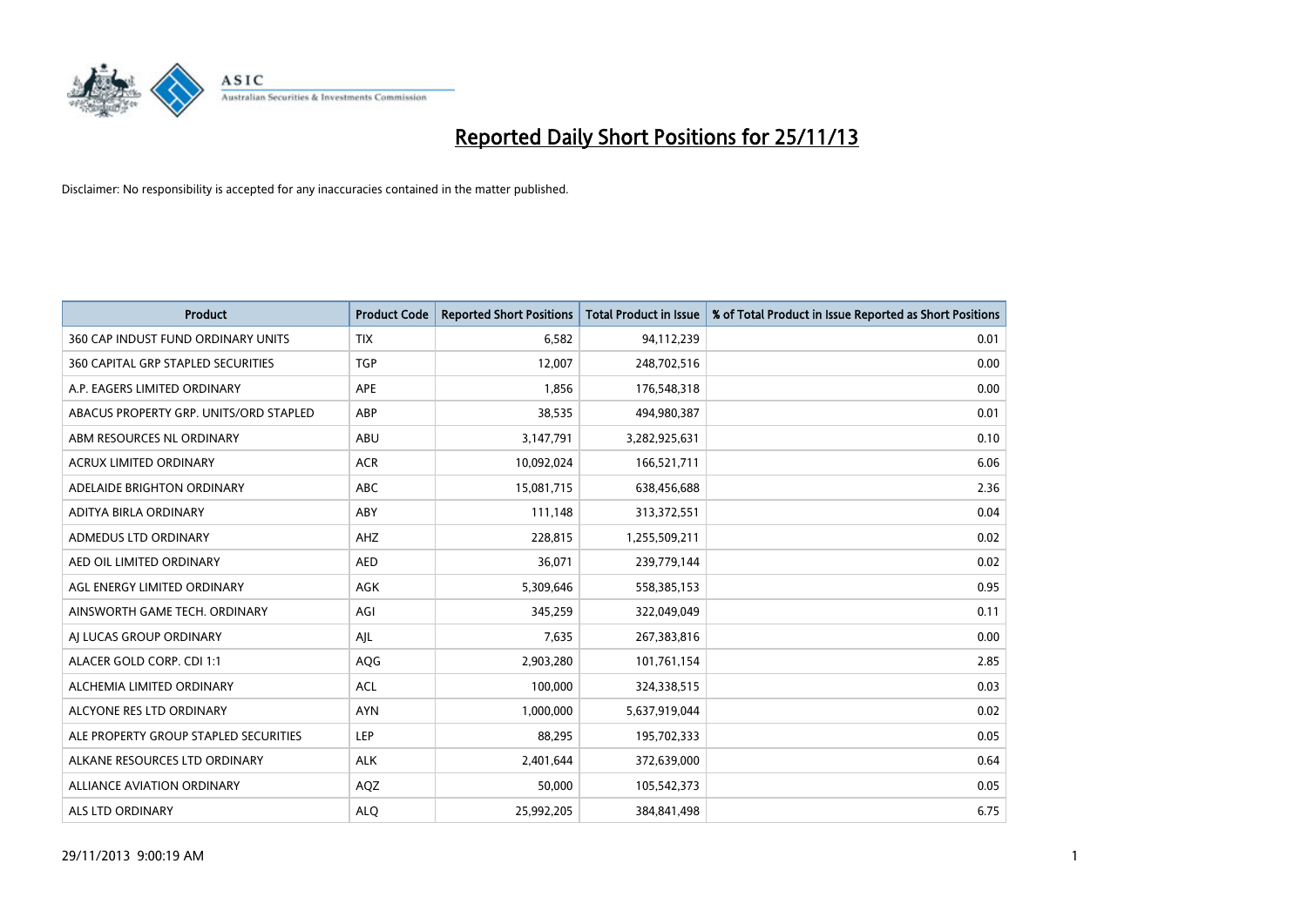# Reported Daily Short Positions for 25/11/13

Disclaimer: No responsibility is accepted for any inaccuracies contained in the matter published.

| Product | Product Code | Reported Short Positions | Total Product in Issue | % of Total Product in Issue Reported as Short Positions |
|---|---|---|---|---|
| 360 CAP INDUST FUND ORDINARY UNITS | TIX | 6,582 | 94,112,239 | 0.01 |
| 360 CAPITAL GRP STAPLED SECURITIES | TGP | 12,007 | 248,702,516 | 0.00 |
| A.P. EAGERS LIMITED ORDINARY | APE | 1,856 | 176,548,318 | 0.00 |
| ABACUS PROPERTY GRP. UNITS/ORD STAPLED | ABP | 38,535 | 494,980,387 | 0.01 |
| ABM RESOURCES NL ORDINARY | ABU | 3,147,791 | 3,282,925,631 | 0.10 |
| ACRUX LIMITED ORDINARY | ACR | 10,092,024 | 166,521,711 | 6.06 |
| ADELAIDE BRIGHTON ORDINARY | ABC | 15,081,715 | 638,456,688 | 2.36 |
| ADITYA BIRLA ORDINARY | ABY | 111,148 | 313,372,551 | 0.04 |
| ADMEDUS LTD ORDINARY | AHZ | 228,815 | 1,255,509,211 | 0.02 |
| AED OIL LIMITED ORDINARY | AED | 36,071 | 239,779,144 | 0.02 |
| AGL ENERGY LIMITED ORDINARY | AGK | 5,309,646 | 558,385,153 | 0.95 |
| AINSWORTH GAME TECH. ORDINARY | AGI | 345,259 | 322,049,049 | 0.11 |
| AJ LUCAS GROUP ORDINARY | AJL | 7,635 | 267,383,816 | 0.00 |
| ALACER GOLD CORP. CDI 1:1 | AQG | 2,903,280 | 101,761,154 | 2.85 |
| ALCHEMIA LIMITED ORDINARY | ACL | 100,000 | 324,338,515 | 0.03 |
| ALCYONE RES LTD ORDINARY | AYN | 1,000,000 | 5,637,919,044 | 0.02 |
| ALE PROPERTY GROUP STAPLED SECURITIES | LEP | 88,295 | 195,702,333 | 0.05 |
| ALKANE RESOURCES LTD ORDINARY | ALK | 2,401,644 | 372,639,000 | 0.64 |
| ALLIANCE AVIATION ORDINARY | AQZ | 50,000 | 105,542,373 | 0.05 |
| ALS LTD ORDINARY | ALQ | 25,992,205 | 384,841,498 | 6.75 |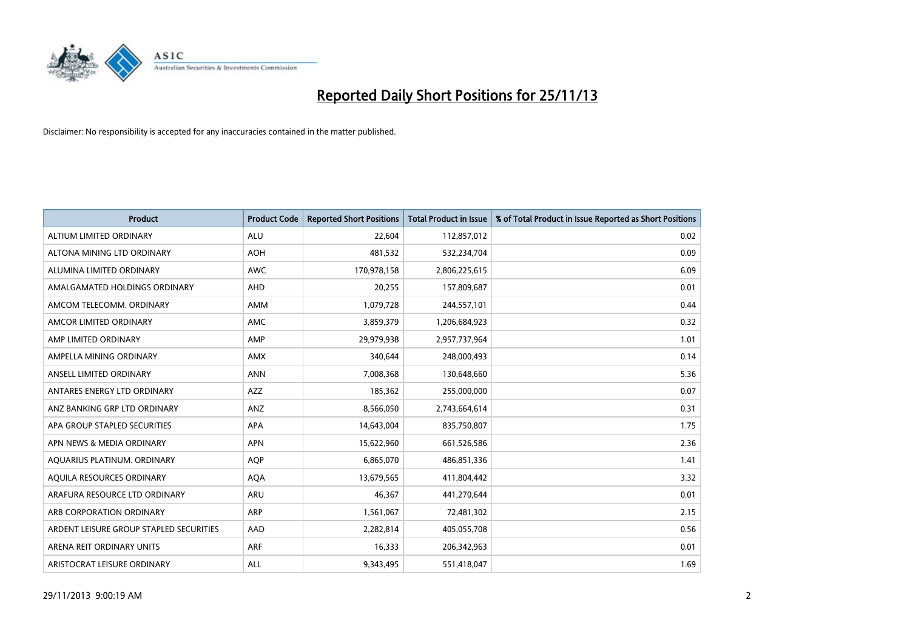# Reported Daily Short Positions for 25/11/13

Disclaimer: No responsibility is accepted for any inaccuracies contained in the matter published.

| Product | Product Code | Reported Short Positions | Total Product in Issue | % of Total Product in Issue Reported as Short Positions |
| --- | --- | --- | --- | --- |
| ALTIUM LIMITED ORDINARY | ALU | 22,604 | 112,857,012 | 0.02 |
| ALTONA MINING LTD ORDINARY | AOH | 481,532 | 532,234,704 | 0.09 |
| ALUMINA LIMITED ORDINARY | AWC | 170,978,158 | 2,806,225,615 | 6.09 |
| AMALGAMATED HOLDINGS ORDINARY | AHD | 20,255 | 157,809,687 | 0.01 |
| AMCOM TELECOMM. ORDINARY | AMM | 1,079,728 | 244,557,101 | 0.44 |
| AMCOR LIMITED ORDINARY | AMC | 3,859,379 | 1,206,684,923 | 0.32 |
| AMP LIMITED ORDINARY | AMP | 29,979,938 | 2,957,737,964 | 1.01 |
| AMPELLA MINING ORDINARY | AMX | 340,644 | 248,000,493 | 0.14 |
| ANSELL LIMITED ORDINARY | ANN | 7,008,368 | 130,648,660 | 5.36 |
| ANTARES ENERGY LTD ORDINARY | AZZ | 185,362 | 255,000,000 | 0.07 |
| ANZ BANKING GRP LTD ORDINARY | ANZ | 8,566,050 | 2,743,664,614 | 0.31 |
| APA GROUP STAPLED SECURITIES | APA | 14,643,004 | 835,750,807 | 1.75 |
| APN NEWS & MEDIA ORDINARY | APN | 15,622,960 | 661,526,586 | 2.36 |
| AQUARIUS PLATINUM. ORDINARY | AQP | 6,865,070 | 486,851,336 | 1.41 |
| AQUILA RESOURCES ORDINARY | AQA | 13,679,565 | 411,804,442 | 3.32 |
| ARAFURA RESOURCE LTD ORDINARY | ARU | 46,367 | 441,270,644 | 0.01 |
| ARB CORPORATION ORDINARY | ARP | 1,561,067 | 72,481,302 | 2.15 |
| ARDENT LEISURE GROUP STAPLED SECURITIES | AAD | 2,282,814 | 405,055,708 | 0.56 |
| ARENA REIT ORDINARY UNITS | ARF | 16,333 | 206,342,963 | 0.01 |
| ARISTOCRAT LEISURE ORDINARY | ALL | 9,343,495 | 551,418,047 | 1.69 |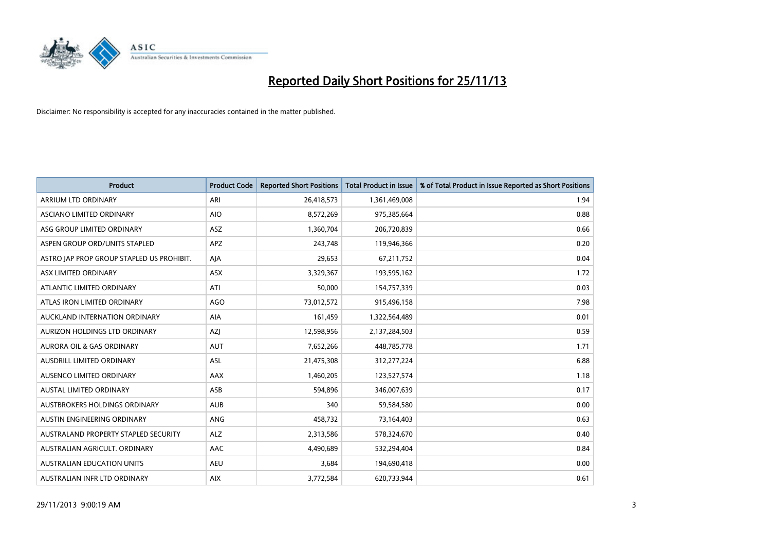# Reported Daily Short Positions for 25/11/13

Disclaimer: No responsibility is accepted for any inaccuracies contained in the matter published.

| Product | Product Code | Reported Short Positions | Total Product in Issue | % of Total Product in Issue Reported as Short Positions |
|---|---|---|---|---|
| ARRIUM LTD ORDINARY | ARI | 26,418,573 | 1,361,469,008 | 1.94 |
| ASCIANO LIMITED ORDINARY | AIO | 8,572,269 | 975,385,664 | 0.88 |
| ASG GROUP LIMITED ORDINARY | ASZ | 1,360,704 | 206,720,839 | 0.66 |
| ASPEN GROUP ORD/UNITS STAPLED | APZ | 243,748 | 119,946,366 | 0.20 |
| ASTRO JAP PROP GROUP STAPLED US PROHIBIT. | AJA | 29,653 | 67,211,752 | 0.04 |
| ASX LIMITED ORDINARY | ASX | 3,329,367 | 193,595,162 | 1.72 |
| ATLANTIC LIMITED ORDINARY | ATI | 50,000 | 154,757,339 | 0.03 |
| ATLAS IRON LIMITED ORDINARY | AGO | 73,012,572 | 915,496,158 | 7.98 |
| AUCKLAND INTERNATION ORDINARY | AIA | 161,459 | 1,322,564,489 | 0.01 |
| AURIZON HOLDINGS LTD ORDINARY | AZJ | 12,598,956 | 2,137,284,503 | 0.59 |
| AURORA OIL & GAS ORDINARY | AUT | 7,652,266 | 448,785,778 | 1.71 |
| AUSDRILL LIMITED ORDINARY | ASL | 21,475,308 | 312,277,224 | 6.88 |
| AUSENCO LIMITED ORDINARY | AAX | 1,460,205 | 123,527,574 | 1.18 |
| AUSTAL LIMITED ORDINARY | ASB | 594,896 | 346,007,639 | 0.17 |
| AUSTBROKERS HOLDINGS ORDINARY | AUB | 340 | 59,584,580 | 0.00 |
| AUSTIN ENGINEERING ORDINARY | ANG | 458,732 | 73,164,403 | 0.63 |
| AUSTRALAND PROPERTY STAPLED SECURITY | ALZ | 2,313,586 | 578,324,670 | 0.40 |
| AUSTRALIAN AGRICULT. ORDINARY | AAC | 4,490,689 | 532,294,404 | 0.84 |
| AUSTRALIAN EDUCATION UNITS | AEU | 3,684 | 194,690,418 | 0.00 |
| AUSTRALIAN INFR LTD ORDINARY | AIX | 3,772,584 | 620,733,944 | 0.61 |

29/11/2013 9:00:19 AM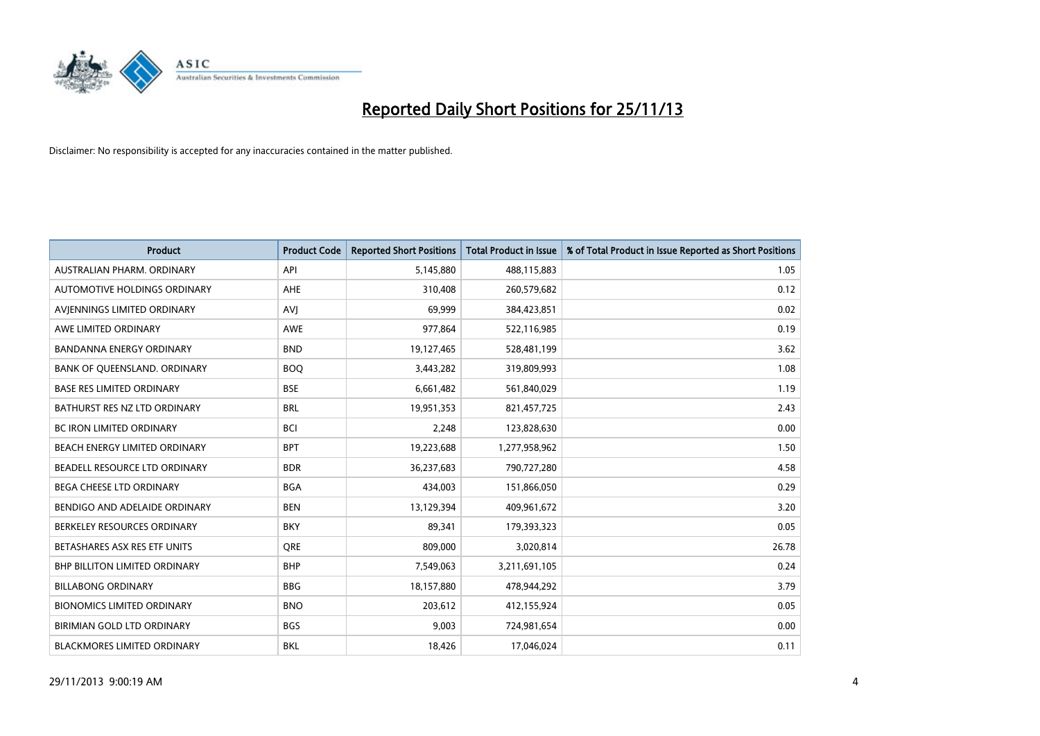# Reported Daily Short Positions for 25/11/13

Disclaimer: No responsibility is accepted for any inaccuracies contained in the matter published.

| Product | Product Code | Reported Short Positions | Total Product in Issue | % of Total Product in Issue Reported as Short Positions |
|---|---|---|---|---|
| AUSTRALIAN PHARM. ORDINARY | API | 5,145,880 | 488,115,883 | 1.05 |
| AUTOMOTIVE HOLDINGS ORDINARY | AHE | 310,408 | 260,579,682 | 0.12 |
| AVJENNINGS LIMITED ORDINARY | AVJ | 69,999 | 384,423,851 | 0.02 |
| AWE LIMITED ORDINARY | AWE | 977,864 | 522,116,985 | 0.19 |
| BANDANNA ENERGY ORDINARY | BND | 19,127,465 | 528,481,199 | 3.62 |
| BANK OF QUEENSLAND. ORDINARY | BOQ | 3,443,282 | 319,809,993 | 1.08 |
| BASE RES LIMITED ORDINARY | BSE | 6,661,482 | 561,840,029 | 1.19 |
| BATHURST RES NZ LTD ORDINARY | BRL | 19,951,353 | 821,457,725 | 2.43 |
| BC IRON LIMITED ORDINARY | BCI | 2,248 | 123,828,630 | 0.00 |
| BEACH ENERGY LIMITED ORDINARY | BPT | 19,223,688 | 1,277,958,962 | 1.50 |
| BEADELL RESOURCE LTD ORDINARY | BDR | 36,237,683 | 790,727,280 | 4.58 |
| BEGA CHEESE LTD ORDINARY | BGA | 434,003 | 151,866,050 | 0.29 |
| BENDIGO AND ADELAIDE ORDINARY | BEN | 13,129,394 | 409,961,672 | 3.20 |
| BERKELEY RESOURCES ORDINARY | BKY | 89,341 | 179,393,323 | 0.05 |
| BETASHARES ASX RES ETF UNITS | QRE | 809,000 | 3,020,814 | 26.78 |
| BHP BILLITON LIMITED ORDINARY | BHP | 7,549,063 | 3,211,691,105 | 0.24 |
| BILLABONG ORDINARY | BBG | 18,157,880 | 478,944,292 | 3.79 |
| BIONOMICS LIMITED ORDINARY | BNO | 203,612 | 412,155,924 | 0.05 |
| BIRIMIAN GOLD LTD ORDINARY | BGS | 9,003 | 724,981,654 | 0.00 |
| BLACKMORES LIMITED ORDINARY | BKL | 18,426 | 17,046,024 | 0.11 |

29/11/2013 9:00:19 AM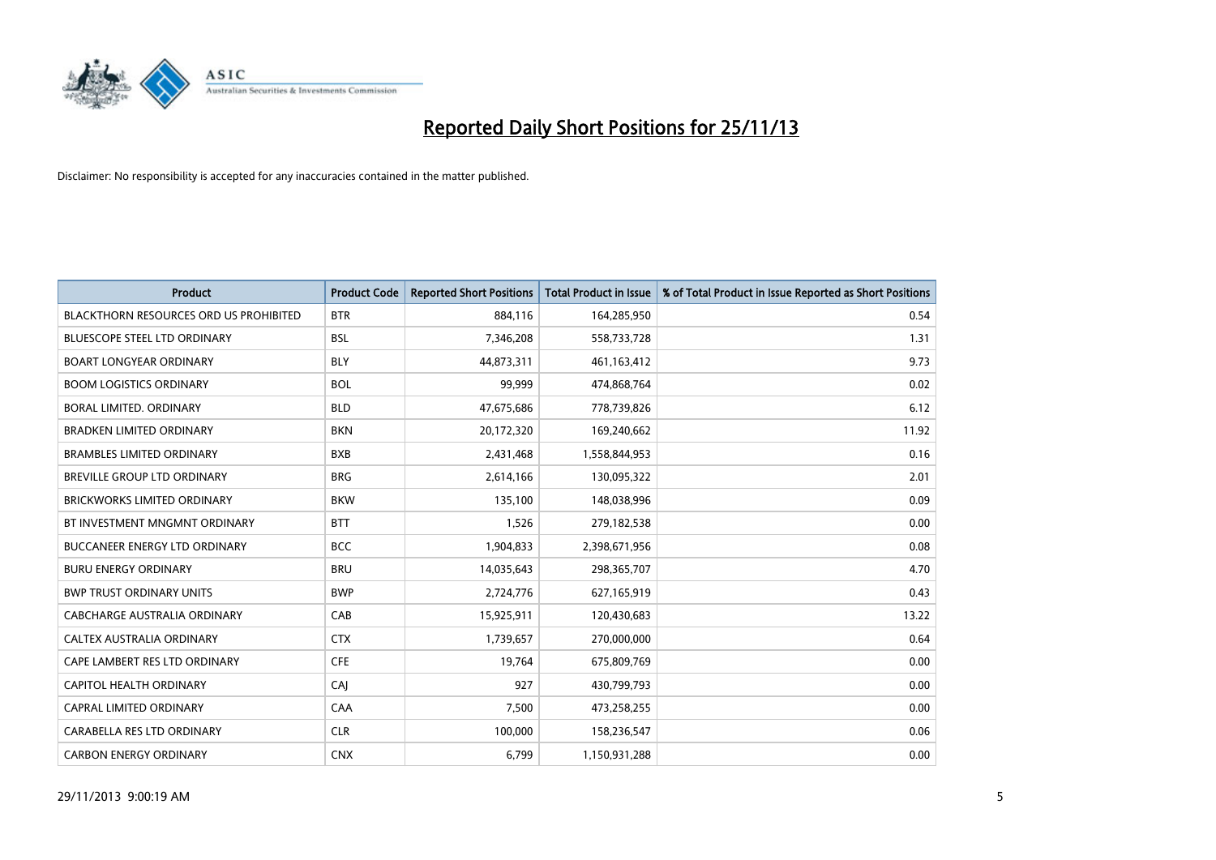# Reported Daily Short Positions for 25/11/13

Disclaimer: No responsibility is accepted for any inaccuracies contained in the matter published.

| Product | Product Code | Reported Short Positions | Total Product in Issue | % of Total Product in Issue Reported as Short Positions |
|---|---|---|---|---|
| BLACKTHORN RESOURCES ORD US PROHIBITED | BTR | 884,116 | 164,285,950 | 0.54 |
| BLUESCOPE STEEL LTD ORDINARY | BSL | 7,346,208 | 558,733,728 | 1.31 |
| BOART LONGYEAR ORDINARY | BLY | 44,873,311 | 461,163,412 | 9.73 |
| BOOM LOGISTICS ORDINARY | BOL | 99,999 | 474,868,764 | 0.02 |
| BORAL LIMITED. ORDINARY | BLD | 47,675,686 | 778,739,826 | 6.12 |
| BRADKEN LIMITED ORDINARY | BKN | 20,172,320 | 169,240,662 | 11.92 |
| BRAMBLES LIMITED ORDINARY | BXB | 2,431,468 | 1,558,844,953 | 0.16 |
| BREVILLE GROUP LTD ORDINARY | BRG | 2,614,166 | 130,095,322 | 2.01 |
| BRICKWORKS LIMITED ORDINARY | BKW | 135,100 | 148,038,996 | 0.09 |
| BT INVESTMENT MNGMNT ORDINARY | BTT | 1,526 | 279,182,538 | 0.00 |
| BUCCANEER ENERGY LTD ORDINARY | BCC | 1,904,833 | 2,398,671,956 | 0.08 |
| BURU ENERGY ORDINARY | BRU | 14,035,643 | 298,365,707 | 4.70 |
| BWP TRUST ORDINARY UNITS | BWP | 2,724,776 | 627,165,919 | 0.43 |
| CABCHARGE AUSTRALIA ORDINARY | CAB | 15,925,911 | 120,430,683 | 13.22 |
| CALTEX AUSTRALIA ORDINARY | CTX | 1,739,657 | 270,000,000 | 0.64 |
| CAPE LAMBERT RES LTD ORDINARY | CFE | 19,764 | 675,809,769 | 0.00 |
| CAPITOL HEALTH ORDINARY | CAJ | 927 | 430,799,793 | 0.00 |
| CAPRAL LIMITED ORDINARY | CAA | 7,500 | 473,258,255 | 0.00 |
| CARABELLA RES LTD ORDINARY | CLR | 100,000 | 158,236,547 | 0.06 |
| CARBON ENERGY ORDINARY | CNX | 6,799 | 1,150,931,288 | 0.00 |

29/11/2013 9:00:19 AM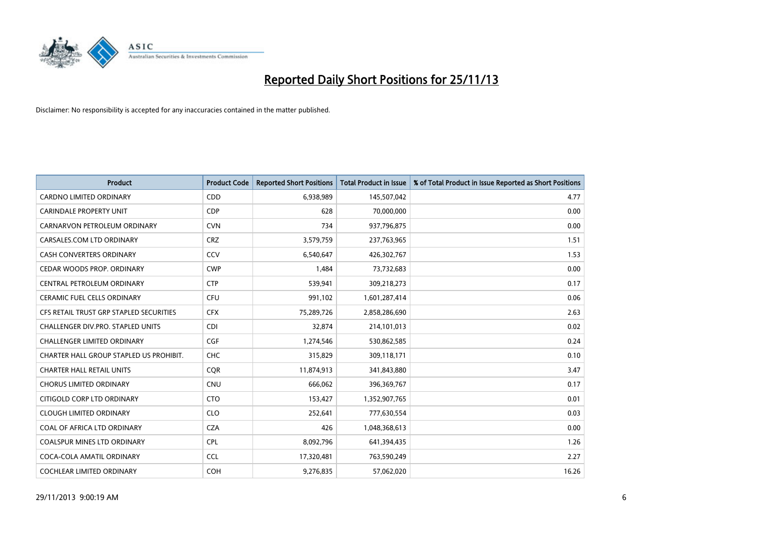# Reported Daily Short Positions for 25/11/13

Disclaimer: No responsibility is accepted for any inaccuracies contained in the matter published.

| Product | Product Code | Reported Short Positions | Total Product in Issue | % of Total Product in Issue Reported as Short Positions |
|---|---|---|---|---|
| CARDNO LIMITED ORDINARY | CDD | 6,938,989 | 145,507,042 | 4.77 |
| CARINDALE PROPERTY UNIT | CDP | 628 | 70,000,000 | 0.00 |
| CARNARVON PETROLEUM ORDINARY | CVN | 734 | 937,796,875 | 0.00 |
| CARSALES.COM LTD ORDINARY | CRZ | 3,579,759 | 237,763,965 | 1.51 |
| CASH CONVERTERS ORDINARY | CCV | 6,540,647 | 426,302,767 | 1.53 |
| CEDAR WOODS PROP. ORDINARY | CWP | 1,484 | 73,732,683 | 0.00 |
| CENTRAL PETROLEUM ORDINARY | CTP | 539,941 | 309,218,273 | 0.17 |
| CERAMIC FUEL CELLS ORDINARY | CFU | 991,102 | 1,601,287,414 | 0.06 |
| CFS RETAIL TRUST GRP STAPLED SECURITIES | CFX | 75,289,726 | 2,858,286,690 | 2.63 |
| CHALLENGER DIV.PRO. STAPLED UNITS | CDI | 32,874 | 214,101,013 | 0.02 |
| CHALLENGER LIMITED ORDINARY | CGF | 1,274,546 | 530,862,585 | 0.24 |
| CHARTER HALL GROUP STAPLED US PROHIBIT. | CHC | 315,829 | 309,118,171 | 0.10 |
| CHARTER HALL RETAIL UNITS | CQR | 11,874,913 | 341,843,880 | 3.47 |
| CHORUS LIMITED ORDINARY | CNU | 666,062 | 396,369,767 | 0.17 |
| CITIGOLD CORP LTD ORDINARY | CTO | 153,427 | 1,352,907,765 | 0.01 |
| CLOUGH LIMITED ORDINARY | CLO | 252,641 | 777,630,554 | 0.03 |
| COAL OF AFRICA LTD ORDINARY | CZA | 426 | 1,048,368,613 | 0.00 |
| COALSPUR MINES LTD ORDINARY | CPL | 8,092,796 | 641,394,435 | 1.26 |
| COCA-COLA AMATIL ORDINARY | CCL | 17,320,481 | 763,590,249 | 2.27 |
| COCHLEAR LIMITED ORDINARY | COH | 9,276,835 | 57,062,020 | 16.26 |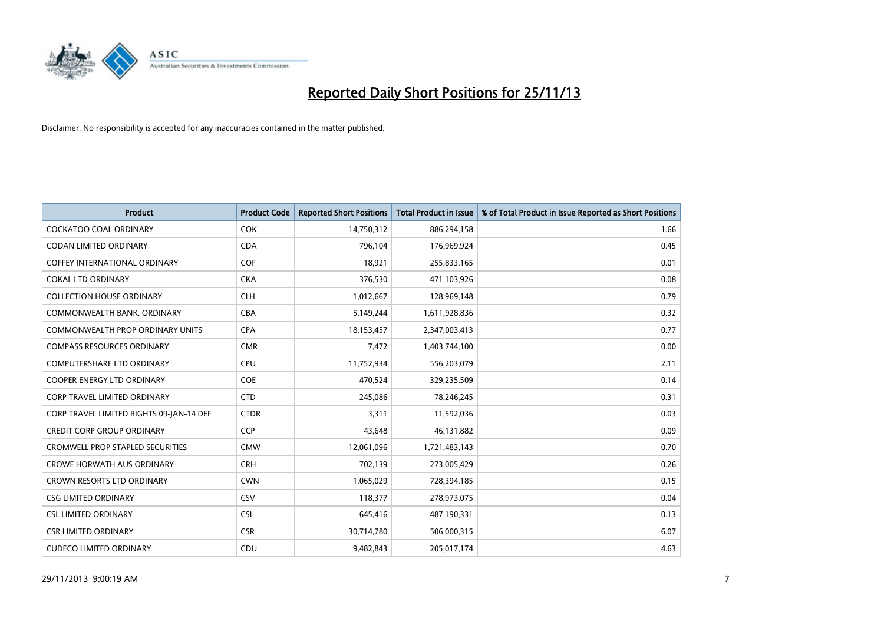# Reported Daily Short Positions for 25/11/13

Disclaimer: No responsibility is accepted for any inaccuracies contained in the matter published.

| Product | Product Code | Reported Short Positions | Total Product in Issue | % of Total Product in Issue Reported as Short Positions |
|---|---|---|---|---|
| COCKATOO COAL ORDINARY | COK | 14,750,312 | 886,294,158 | 1.66 |
| CODAN LIMITED ORDINARY | CDA | 796,104 | 176,969,924 | 0.45 |
| COFFEY INTERNATIONAL ORDINARY | COF | 18,921 | 255,833,165 | 0.01 |
| COKAL LTD ORDINARY | CKA | 376,530 | 471,103,926 | 0.08 |
| COLLECTION HOUSE ORDINARY | CLH | 1,012,667 | 128,969,148 | 0.79 |
| COMMONWEALTH BANK. ORDINARY | CBA | 5,149,244 | 1,611,928,836 | 0.32 |
| COMMONWEALTH PROP ORDINARY UNITS | CPA | 18,153,457 | 2,347,003,413 | 0.77 |
| COMPASS RESOURCES ORDINARY | CMR | 7,472 | 1,403,744,100 | 0.00 |
| COMPUTERSHARE LTD ORDINARY | CPU | 11,752,934 | 556,203,079 | 2.11 |
| COOPER ENERGY LTD ORDINARY | COE | 470,524 | 329,235,509 | 0.14 |
| CORP TRAVEL LIMITED ORDINARY | CTD | 245,086 | 78,246,245 | 0.31 |
| CORP TRAVEL LIMITED RIGHTS 09-JAN-14 DEF | CTDR | 3,311 | 11,592,036 | 0.03 |
| CREDIT CORP GROUP ORDINARY | CCP | 43,648 | 46,131,882 | 0.09 |
| CROMWELL PROP STAPLED SECURITIES | CMW | 12,061,096 | 1,721,483,143 | 0.70 |
| CROWE HORWATH AUS ORDINARY | CRH | 702,139 | 273,005,429 | 0.26 |
| CROWN RESORTS LTD ORDINARY | CWN | 1,065,029 | 728,394,185 | 0.15 |
| CSG LIMITED ORDINARY | CSV | 118,377 | 278,973,075 | 0.04 |
| CSL LIMITED ORDINARY | CSL | 645,416 | 487,190,331 | 0.13 |
| CSR LIMITED ORDINARY | CSR | 30,714,780 | 506,000,315 | 6.07 |
| CUDECO LIMITED ORDINARY | CDU | 9,482,843 | 205,017,174 | 4.63 |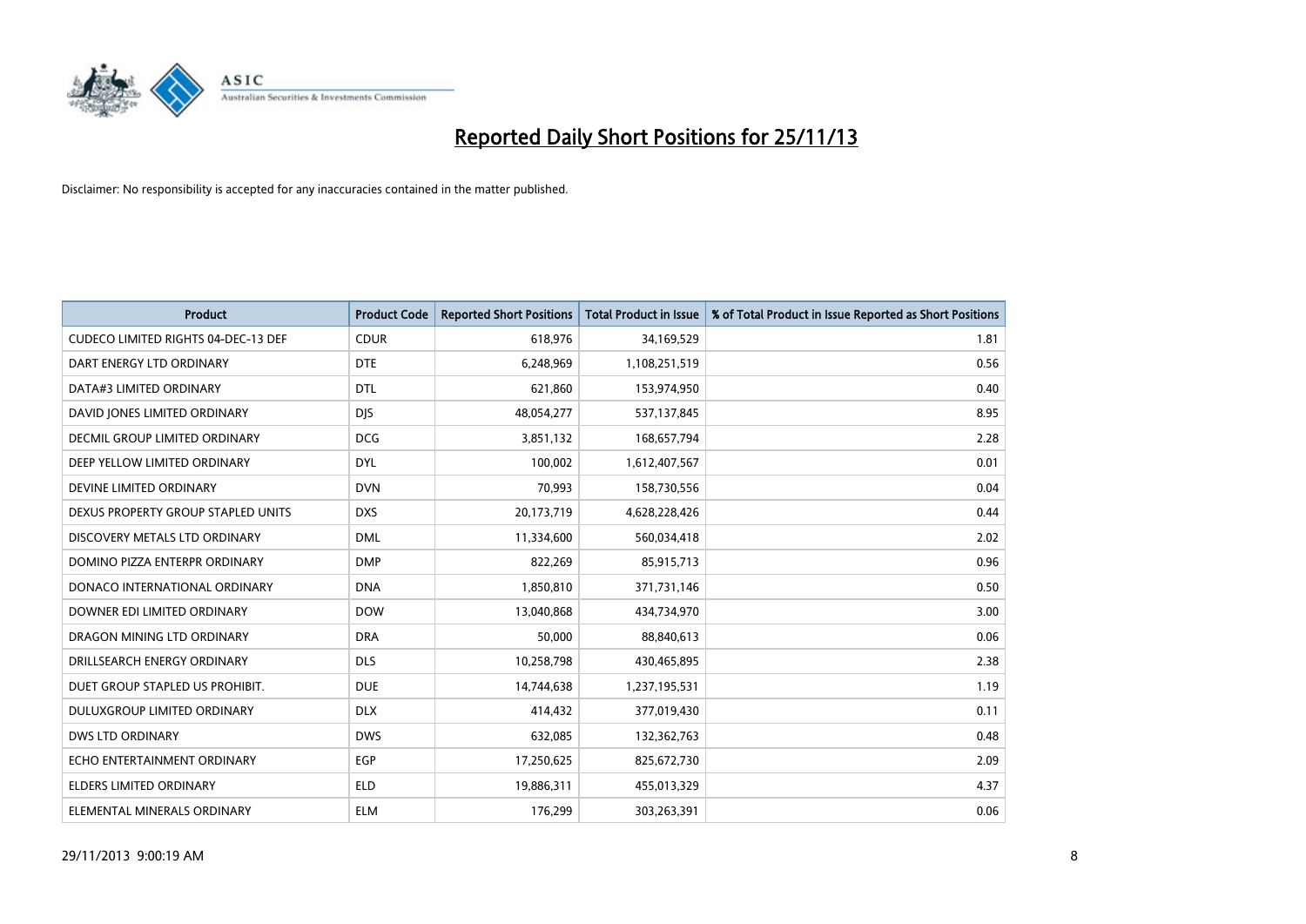# Reported Daily Short Positions for 25/11/13

Disclaimer: No responsibility is accepted for any inaccuracies contained in the matter published.

| Product | Product Code | Reported Short Positions | Total Product in Issue | % of Total Product in Issue Reported as Short Positions |
|---|---|---|---|---|
| CUDECO LIMITED RIGHTS 04-DEC-13 DEF | CDUR | 618,976 | 34,169,529 | 1.81 |
| DART ENERGY LTD ORDINARY | DTE | 6,248,969 | 1,108,251,519 | 0.56 |
| DATA#3 LIMITED ORDINARY | DTL | 621,860 | 153,974,950 | 0.40 |
| DAVID JONES LIMITED ORDINARY | DJS | 48,054,277 | 537,137,845 | 8.95 |
| DECMIL GROUP LIMITED ORDINARY | DCG | 3,851,132 | 168,657,794 | 2.28 |
| DEEP YELLOW LIMITED ORDINARY | DYL | 100,002 | 1,612,407,567 | 0.01 |
| DEVINE LIMITED ORDINARY | DVN | 70,993 | 158,730,556 | 0.04 |
| DEXUS PROPERTY GROUP STAPLED UNITS | DXS | 20,173,719 | 4,628,228,426 | 0.44 |
| DISCOVERY METALS LTD ORDINARY | DML | 11,334,600 | 560,034,418 | 2.02 |
| DOMINO PIZZA ENTERPR ORDINARY | DMP | 822,269 | 85,915,713 | 0.96 |
| DONACO INTERNATIONAL ORDINARY | DNA | 1,850,810 | 371,731,146 | 0.50 |
| DOWNER EDI LIMITED ORDINARY | DOW | 13,040,868 | 434,734,970 | 3.00 |
| DRAGON MINING LTD ORDINARY | DRA | 50,000 | 88,840,613 | 0.06 |
| DRILLSEARCH ENERGY ORDINARY | DLS | 10,258,798 | 430,465,895 | 2.38 |
| DUET GROUP STAPLED US PROHIBIT. | DUE | 14,744,638 | 1,237,195,531 | 1.19 |
| DULUXGROUP LIMITED ORDINARY | DLX | 414,432 | 377,019,430 | 0.11 |
| DWS LTD ORDINARY | DWS | 632,085 | 132,362,763 | 0.48 |
| ECHO ENTERTAINMENT ORDINARY | EGP | 17,250,625 | 825,672,730 | 2.09 |
| ELDERS LIMITED ORDINARY | ELD | 19,886,311 | 455,013,329 | 4.37 |
| ELEMENTAL MINERALS ORDINARY | ELM | 176,299 | 303,263,391 | 0.06 |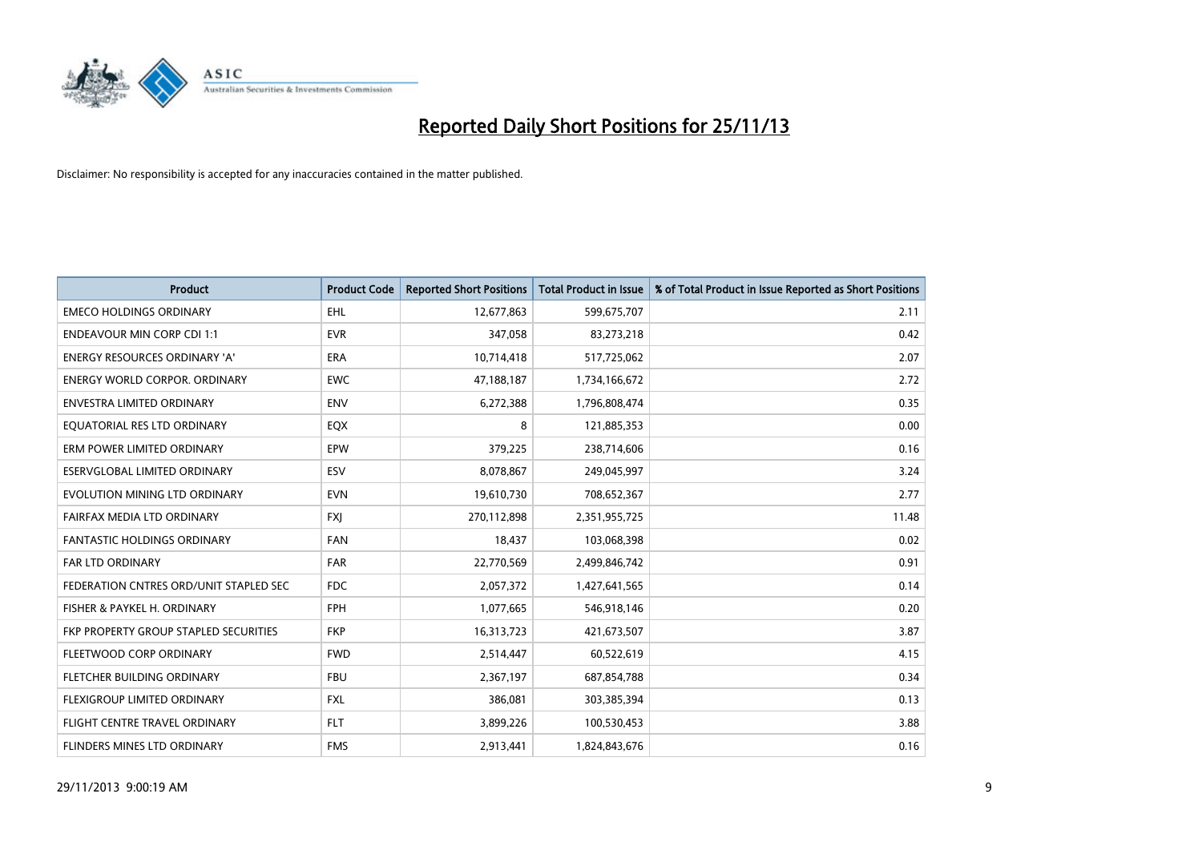# Reported Daily Short Positions for 25/11/13

Disclaimer: No responsibility is accepted for any inaccuracies contained in the matter published.

| Product | Product Code | Reported Short Positions | Total Product in Issue | % of Total Product in Issue Reported as Short Positions |
|---|---|---|---|---|
| EMECO HOLDINGS ORDINARY | EHL | 12,677,863 | 599,675,707 | 2.11 |
| ENDEAVOUR MIN CORP CDI 1:1 | EVR | 347,058 | 83,273,218 | 0.42 |
| ENERGY RESOURCES ORDINARY 'A' | ERA | 10,714,418 | 517,725,062 | 2.07 |
| ENERGY WORLD CORPOR. ORDINARY | EWC | 47,188,187 | 1,734,166,672 | 2.72 |
| ENVESTRA LIMITED ORDINARY | ENV | 6,272,388 | 1,796,808,474 | 0.35 |
| EQUATORIAL RES LTD ORDINARY | EQX | 8 | 121,885,353 | 0.00 |
| ERM POWER LIMITED ORDINARY | EPW | 379,225 | 238,714,606 | 0.16 |
| ESERVGLOBAL LIMITED ORDINARY | ESV | 8,078,867 | 249,045,997 | 3.24 |
| EVOLUTION MINING LTD ORDINARY | EVN | 19,610,730 | 708,652,367 | 2.77 |
| FAIRFAX MEDIA LTD ORDINARY | FXJ | 270,112,898 | 2,351,955,725 | 11.48 |
| FANTASTIC HOLDINGS ORDINARY | FAN | 18,437 | 103,068,398 | 0.02 |
| FAR LTD ORDINARY | FAR | 22,770,569 | 2,499,846,742 | 0.91 |
| FEDERATION CNTRES ORD/UNIT STAPLED SEC | FDC | 2,057,372 | 1,427,641,565 | 0.14 |
| FISHER & PAYKEL H. ORDINARY | FPH | 1,077,665 | 546,918,146 | 0.20 |
| FKP PROPERTY GROUP STAPLED SECURITIES | FKP | 16,313,723 | 421,673,507 | 3.87 |
| FLEETWOOD CORP ORDINARY | FWD | 2,514,447 | 60,522,619 | 4.15 |
| FLETCHER BUILDING ORDINARY | FBU | 2,367,197 | 687,854,788 | 0.34 |
| FLEXIGROUP LIMITED ORDINARY | FXL | 386,081 | 303,385,394 | 0.13 |
| FLIGHT CENTRE TRAVEL ORDINARY | FLT | 3,899,226 | 100,530,453 | 3.88 |
| FLINDERS MINES LTD ORDINARY | FMS | 2,913,441 | 1,824,843,676 | 0.16 |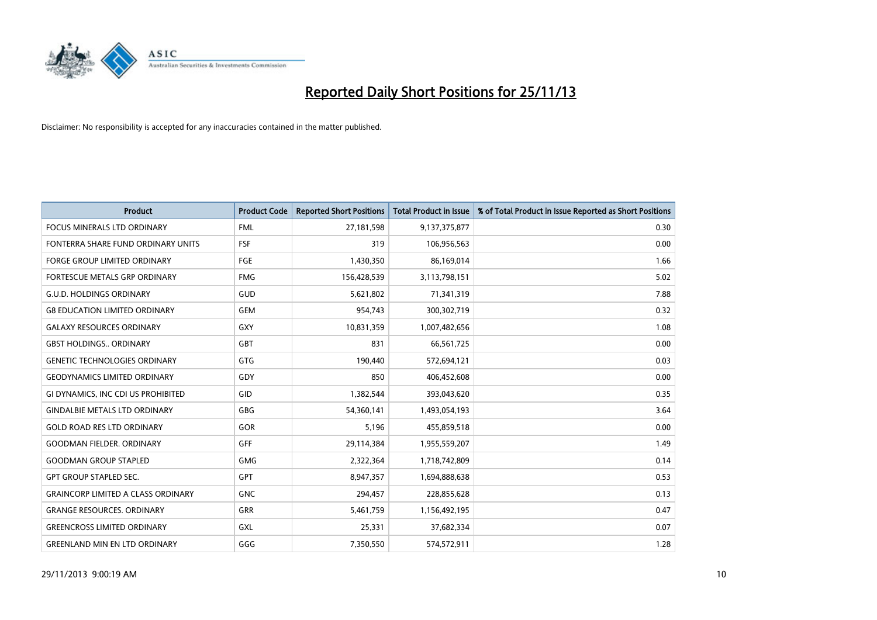# Reported Daily Short Positions for 25/11/13

Disclaimer: No responsibility is accepted for any inaccuracies contained in the matter published.

| Product | Product Code | Reported Short Positions | Total Product in Issue | % of Total Product in Issue Reported as Short Positions |
|---|---|---|---|---|
| FOCUS MINERALS LTD ORDINARY | FML | 27,181,598 | 9,137,375,877 | 0.30 |
| FONTERRA SHARE FUND ORDINARY UNITS | FSF | 319 | 106,956,563 | 0.00 |
| FORGE GROUP LIMITED ORDINARY | FGE | 1,430,350 | 86,169,014 | 1.66 |
| FORTESCUE METALS GRP ORDINARY | FMG | 156,428,539 | 3,113,798,151 | 5.02 |
| G.U.D. HOLDINGS ORDINARY | GUD | 5,621,802 | 71,341,319 | 7.88 |
| G8 EDUCATION LIMITED ORDINARY | GEM | 954,743 | 300,302,719 | 0.32 |
| GALAXY RESOURCES ORDINARY | GXY | 10,831,359 | 1,007,482,656 | 1.08 |
| GBST HOLDINGS.. ORDINARY | GBT | 831 | 66,561,725 | 0.00 |
| GENETIC TECHNOLOGIES ORDINARY | GTG | 190,440 | 572,694,121 | 0.03 |
| GEODYNAMICS LIMITED ORDINARY | GDY | 850 | 406,452,608 | 0.00 |
| GI DYNAMICS, INC CDI US PROHIBITED | GID | 1,382,544 | 393,043,620 | 0.35 |
| GINDALBIE METALS LTD ORDINARY | GBG | 54,360,141 | 1,493,054,193 | 3.64 |
| GOLD ROAD RES LTD ORDINARY | GOR | 5,196 | 455,859,518 | 0.00 |
| GOODMAN FIELDER. ORDINARY | GFF | 29,114,384 | 1,955,559,207 | 1.49 |
| GOODMAN GROUP STAPLED | GMG | 2,322,364 | 1,718,742,809 | 0.14 |
| GPT GROUP STAPLED SEC. | GPT | 8,947,357 | 1,694,888,638 | 0.53 |
| GRAINCORP LIMITED A CLASS ORDINARY | GNC | 294,457 | 228,855,628 | 0.13 |
| GRANGE RESOURCES. ORDINARY | GRR | 5,461,759 | 1,156,492,195 | 0.47 |
| GREENCROSS LIMITED ORDINARY | GXL | 25,331 | 37,682,334 | 0.07 |
| GREENLAND MIN EN LTD ORDINARY | GGG | 7,350,550 | 574,572,911 | 1.28 |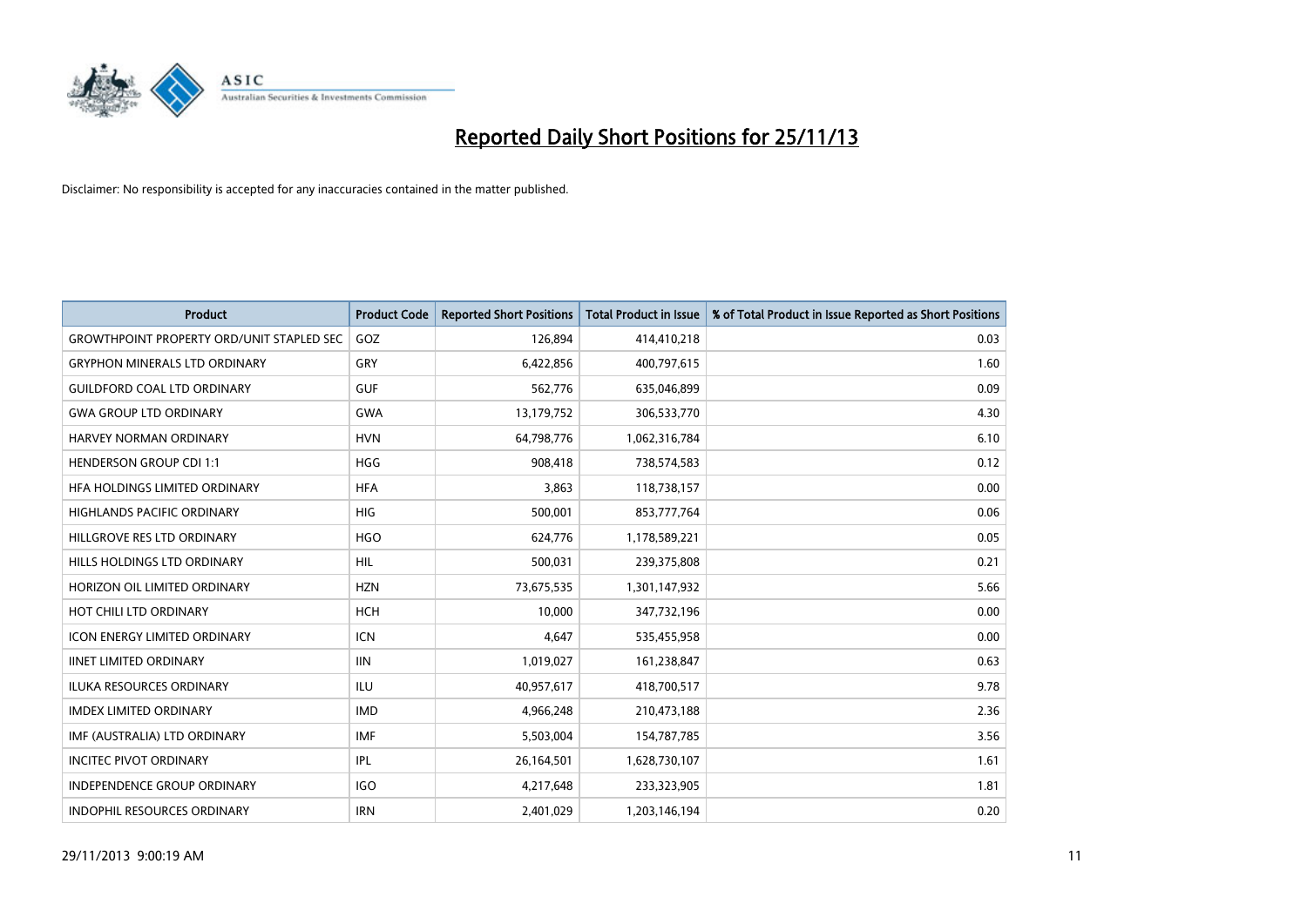# Reported Daily Short Positions for 25/11/13

Disclaimer: No responsibility is accepted for any inaccuracies contained in the matter published.

| Product | Product Code | Reported Short Positions | Total Product in Issue | % of Total Product in Issue Reported as Short Positions |
|---|---|---|---|---|
| GROWTHPOINT PROPERTY ORD/UNIT STAPLED SEC | GOZ | 126,894 | 414,410,218 | 0.03 |
| GRYPHON MINERALS LTD ORDINARY | GRY | 6,422,856 | 400,797,615 | 1.60 |
| GUILDFORD COAL LTD ORDINARY | GUF | 562,776 | 635,046,899 | 0.09 |
| GWA GROUP LTD ORDINARY | GWA | 13,179,752 | 306,533,770 | 4.30 |
| HARVEY NORMAN ORDINARY | HVN | 64,798,776 | 1,062,316,784 | 6.10 |
| HENDERSON GROUP CDI 1:1 | HGG | 908,418 | 738,574,583 | 0.12 |
| HFA HOLDINGS LIMITED ORDINARY | HFA | 3,863 | 118,738,157 | 0.00 |
| HIGHLANDS PACIFIC ORDINARY | HIG | 500,001 | 853,777,764 | 0.06 |
| HILLGROVE RES LTD ORDINARY | HGO | 624,776 | 1,178,589,221 | 0.05 |
| HILLS HOLDINGS LTD ORDINARY | HIL | 500,031 | 239,375,808 | 0.21 |
| HORIZON OIL LIMITED ORDINARY | HZN | 73,675,535 | 1,301,147,932 | 5.66 |
| HOT CHILI LTD ORDINARY | HCH | 10,000 | 347,732,196 | 0.00 |
| ICON ENERGY LIMITED ORDINARY | ICN | 4,647 | 535,455,958 | 0.00 |
| IINET LIMITED ORDINARY | IIN | 1,019,027 | 161,238,847 | 0.63 |
| ILUKA RESOURCES ORDINARY | ILU | 40,957,617 | 418,700,517 | 9.78 |
| IMDEX LIMITED ORDINARY | IMD | 4,966,248 | 210,473,188 | 2.36 |
| IMF (AUSTRALIA) LTD ORDINARY | IMF | 5,503,004 | 154,787,785 | 3.56 |
| INCITEC PIVOT ORDINARY | IPL | 26,164,501 | 1,628,730,107 | 1.61 |
| INDEPENDENCE GROUP ORDINARY | IGO | 4,217,648 | 233,323,905 | 1.81 |
| INDOPHIL RESOURCES ORDINARY | IRN | 2,401,029 | 1,203,146,194 | 0.20 |

29/11/2013 9:00:19 AM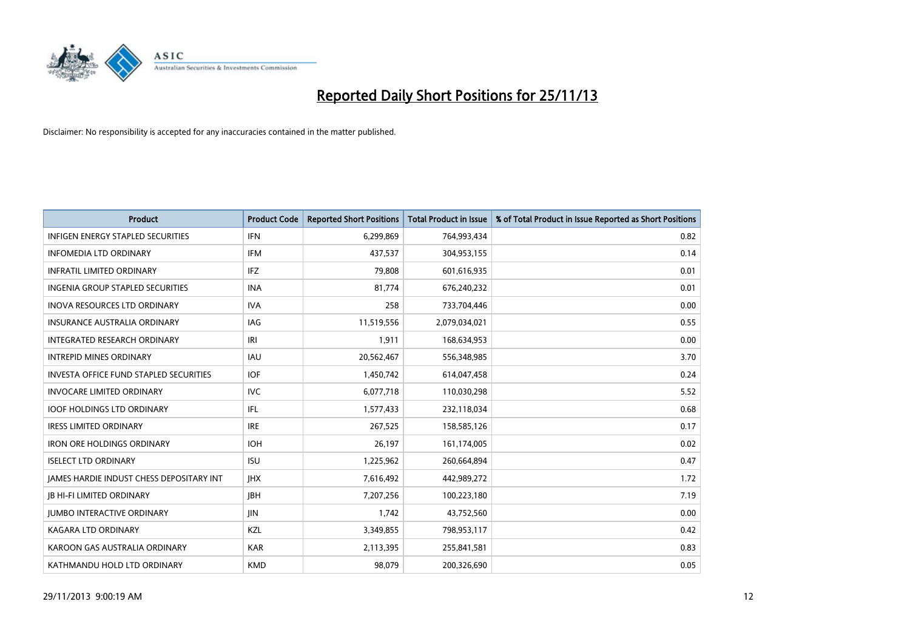# Reported Daily Short Positions for 25/11/13

Disclaimer: No responsibility is accepted for any inaccuracies contained in the matter published.

| Product | Product Code | Reported Short Positions | Total Product in Issue | % of Total Product in Issue Reported as Short Positions |
| --- | --- | --- | --- | --- |
| INFIGEN ENERGY STAPLED SECURITIES | IFN | 6,299,869 | 764,993,434 | 0.82 |
| INFOMEDIA LTD ORDINARY | IFM | 437,537 | 304,953,155 | 0.14 |
| INFRATIL LIMITED ORDINARY | IFZ | 79,808 | 601,616,935 | 0.01 |
| INGENIA GROUP STAPLED SECURITIES | INA | 81,774 | 676,240,232 | 0.01 |
| INOVA RESOURCES LTD ORDINARY | IVA | 258 | 733,704,446 | 0.00 |
| INSURANCE AUSTRALIA ORDINARY | IAG | 11,519,556 | 2,079,034,021 | 0.55 |
| INTEGRATED RESEARCH ORDINARY | IRI | 1,911 | 168,634,953 | 0.00 |
| INTREPID MINES ORDINARY | IAU | 20,562,467 | 556,348,985 | 3.70 |
| INVESTA OFFICE FUND STAPLED SECURITIES | IOF | 1,450,742 | 614,047,458 | 0.24 |
| INVOCARE LIMITED ORDINARY | IVC | 6,077,718 | 110,030,298 | 5.52 |
| IOOF HOLDINGS LTD ORDINARY | IFL | 1,577,433 | 232,118,034 | 0.68 |
| IRESS LIMITED ORDINARY | IRE | 267,525 | 158,585,126 | 0.17 |
| IRON ORE HOLDINGS ORDINARY | IOH | 26,197 | 161,174,005 | 0.02 |
| ISELECT LTD ORDINARY | ISU | 1,225,962 | 260,664,894 | 0.47 |
| JAMES HARDIE INDUST CHESS DEPOSITARY INT | JHX | 7,616,492 | 442,989,272 | 1.72 |
| JB HI-FI LIMITED ORDINARY | JBH | 7,207,256 | 100,223,180 | 7.19 |
| JUMBO INTERACTIVE ORDINARY | JIN | 1,742 | 43,752,560 | 0.00 |
| KAGARA LTD ORDINARY | KZL | 3,349,855 | 798,953,117 | 0.42 |
| KAROON GAS AUSTRALIA ORDINARY | KAR | 2,113,395 | 255,841,581 | 0.83 |
| KATHMANDU HOLD LTD ORDINARY | KMD | 98,079 | 200,326,690 | 0.05 |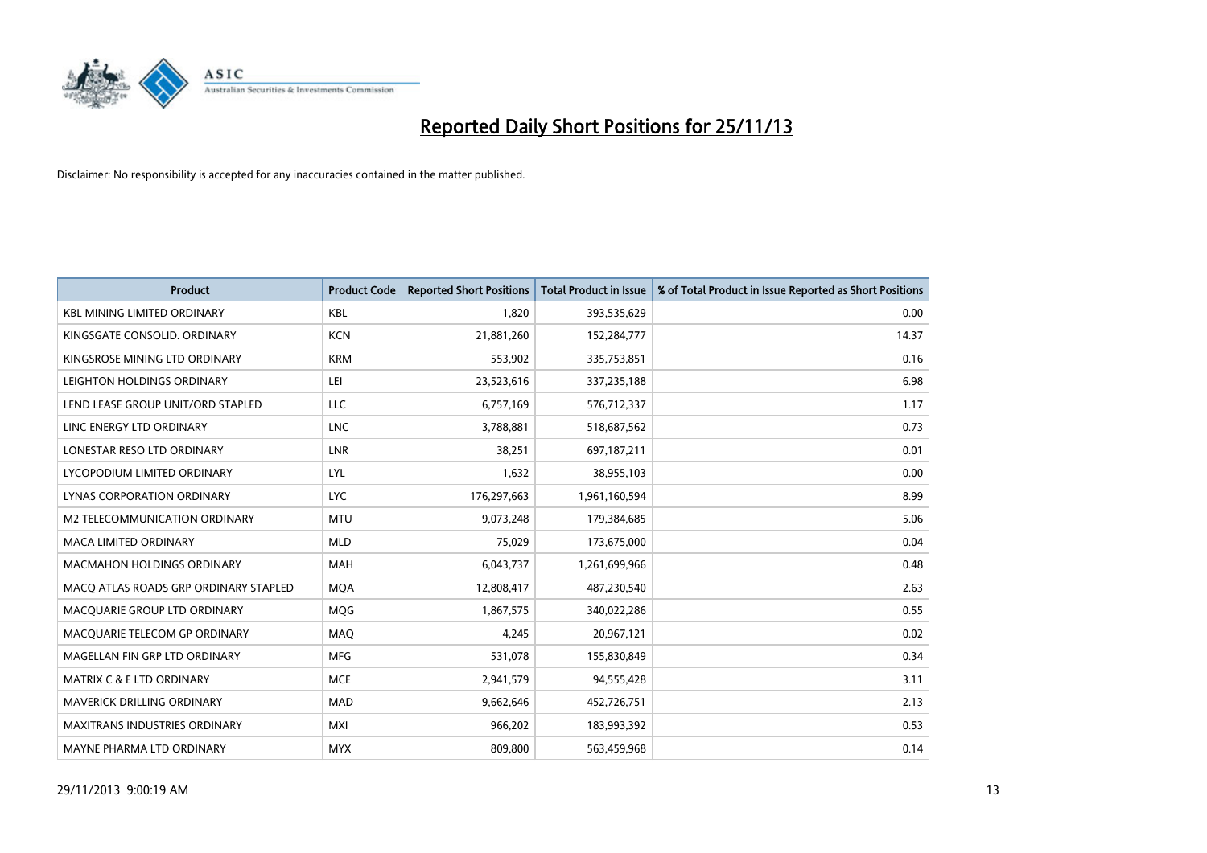# Reported Daily Short Positions for 25/11/13

Disclaimer: No responsibility is accepted for any inaccuracies contained in the matter published.

| Product | Product Code | Reported Short Positions | Total Product in Issue | % of Total Product in Issue Reported as Short Positions |
|---|---|---|---|---|
| KBL MINING LIMITED ORDINARY | KBL | 1,820 | 393,535,629 | 0.00 |
| KINGSGATE CONSOLID. ORDINARY | KCN | 21,881,260 | 152,284,777 | 14.37 |
| KINGSROSE MINING LTD ORDINARY | KRM | 553,902 | 335,753,851 | 0.16 |
| LEIGHTON HOLDINGS ORDINARY | LEI | 23,523,616 | 337,235,188 | 6.98 |
| LEND LEASE GROUP UNIT/ORD STAPLED | LLC | 6,757,169 | 576,712,337 | 1.17 |
| LINC ENERGY LTD ORDINARY | LNC | 3,788,881 | 518,687,562 | 0.73 |
| LONESTAR RESO LTD ORDINARY | LNR | 38,251 | 697,187,211 | 0.01 |
| LYCOPODIUM LIMITED ORDINARY | LYL | 1,632 | 38,955,103 | 0.00 |
| LYNAS CORPORATION ORDINARY | LYC | 176,297,663 | 1,961,160,594 | 8.99 |
| M2 TELECOMMUNICATION ORDINARY | MTU | 9,073,248 | 179,384,685 | 5.06 |
| MACA LIMITED ORDINARY | MLD | 75,029 | 173,675,000 | 0.04 |
| MACMAHON HOLDINGS ORDINARY | MAH | 6,043,737 | 1,261,699,966 | 0.48 |
| MACQ ATLAS ROADS GRP ORDINARY STAPLED | MQA | 12,808,417 | 487,230,540 | 2.63 |
| MACQUARIE GROUP LTD ORDINARY | MQG | 1,867,575 | 340,022,286 | 0.55 |
| MACQUARIE TELECOM GP ORDINARY | MAQ | 4,245 | 20,967,121 | 0.02 |
| MAGELLAN FIN GRP LTD ORDINARY | MFG | 531,078 | 155,830,849 | 0.34 |
| MATRIX C & E LTD ORDINARY | MCE | 2,941,579 | 94,555,428 | 3.11 |
| MAVERICK DRILLING ORDINARY | MAD | 9,662,646 | 452,726,751 | 2.13 |
| MAXITRANS INDUSTRIES ORDINARY | MXI | 966,202 | 183,993,392 | 0.53 |
| MAYNE PHARMA LTD ORDINARY | MYX | 809,800 | 563,459,968 | 0.14 |

29/11/2013 9:00:19 AM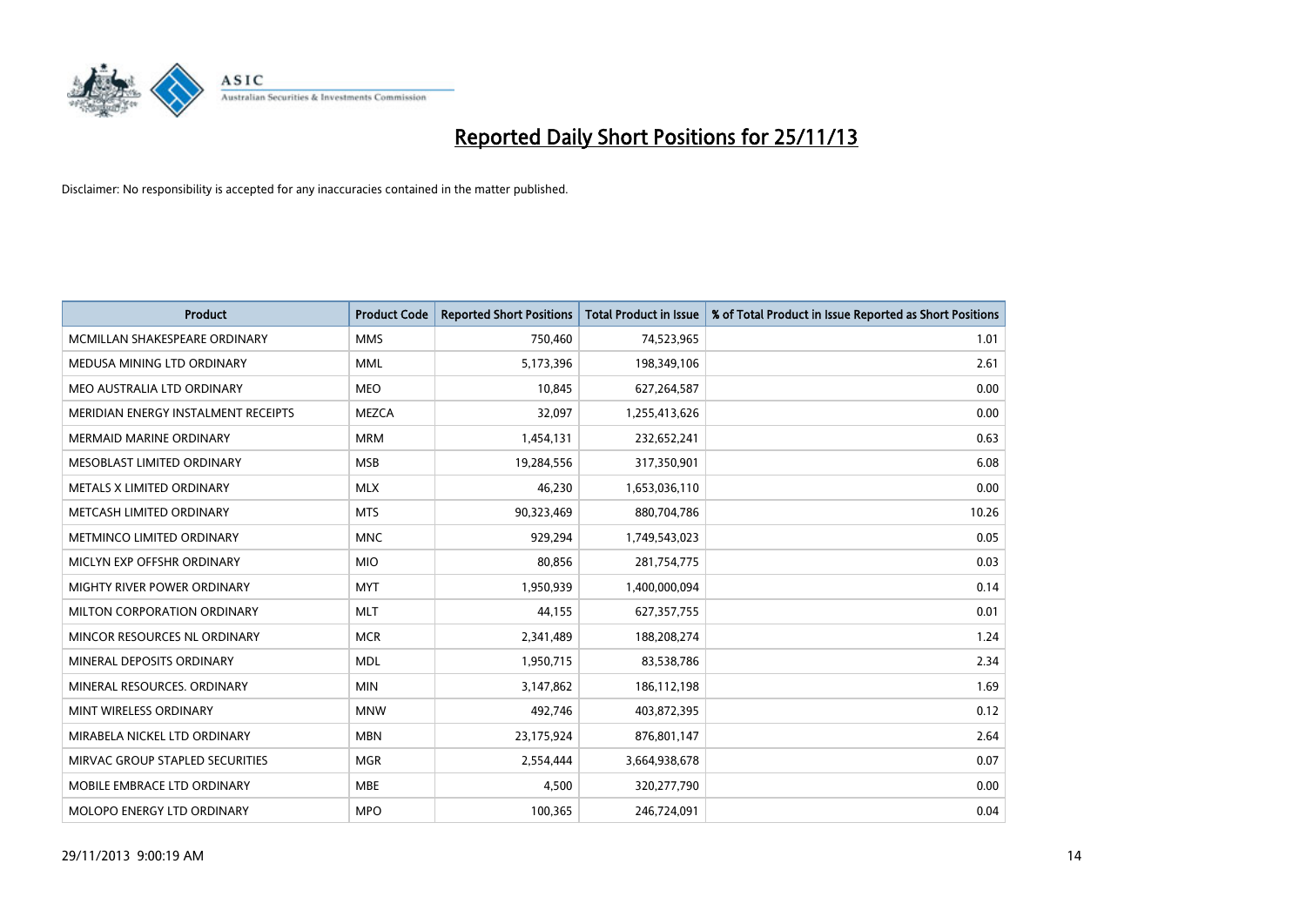# Reported Daily Short Positions for 25/11/13

Disclaimer: No responsibility is accepted for any inaccuracies contained in the matter published.

| Product | Product Code | Reported Short Positions | Total Product in Issue | % of Total Product in Issue Reported as Short Positions |
|---|---|---|---|---|
| MCMILLAN SHAKESPEARE ORDINARY | MMS | 750,460 | 74,523,965 | 1.01 |
| MEDUSA MINING LTD ORDINARY | MML | 5,173,396 | 198,349,106 | 2.61 |
| MEO AUSTRALIA LTD ORDINARY | MEO | 10,845 | 627,264,587 | 0.00 |
| MERIDIAN ENERGY INSTALMENT RECEIPTS | MEZCA | 32,097 | 1,255,413,626 | 0.00 |
| MERMAID MARINE ORDINARY | MRM | 1,454,131 | 232,652,241 | 0.63 |
| MESOBLAST LIMITED ORDINARY | MSB | 19,284,556 | 317,350,901 | 6.08 |
| METALS X LIMITED ORDINARY | MLX | 46,230 | 1,653,036,110 | 0.00 |
| METCASH LIMITED ORDINARY | MTS | 90,323,469 | 880,704,786 | 10.26 |
| METMINCO LIMITED ORDINARY | MNC | 929,294 | 1,749,543,023 | 0.05 |
| MICLYN EXP OFFSHR ORDINARY | MIO | 80,856 | 281,754,775 | 0.03 |
| MIGHTY RIVER POWER ORDINARY | MYT | 1,950,939 | 1,400,000,094 | 0.14 |
| MILTON CORPORATION ORDINARY | MLT | 44,155 | 627,357,755 | 0.01 |
| MINCOR RESOURCES NL ORDINARY | MCR | 2,341,489 | 188,208,274 | 1.24 |
| MINERAL DEPOSITS ORDINARY | MDL | 1,950,715 | 83,538,786 | 2.34 |
| MINERAL RESOURCES. ORDINARY | MIN | 3,147,862 | 186,112,198 | 1.69 |
| MINT WIRELESS ORDINARY | MNW | 492,746 | 403,872,395 | 0.12 |
| MIRABELA NICKEL LTD ORDINARY | MBN | 23,175,924 | 876,801,147 | 2.64 |
| MIRVAC GROUP STAPLED SECURITIES | MGR | 2,554,444 | 3,664,938,678 | 0.07 |
| MOBILE EMBRACE LTD ORDINARY | MBE | 4,500 | 320,277,790 | 0.00 |
| MOLOPO ENERGY LTD ORDINARY | MPO | 100,365 | 246,724,091 | 0.04 |

29/11/2013 9:00:19 AM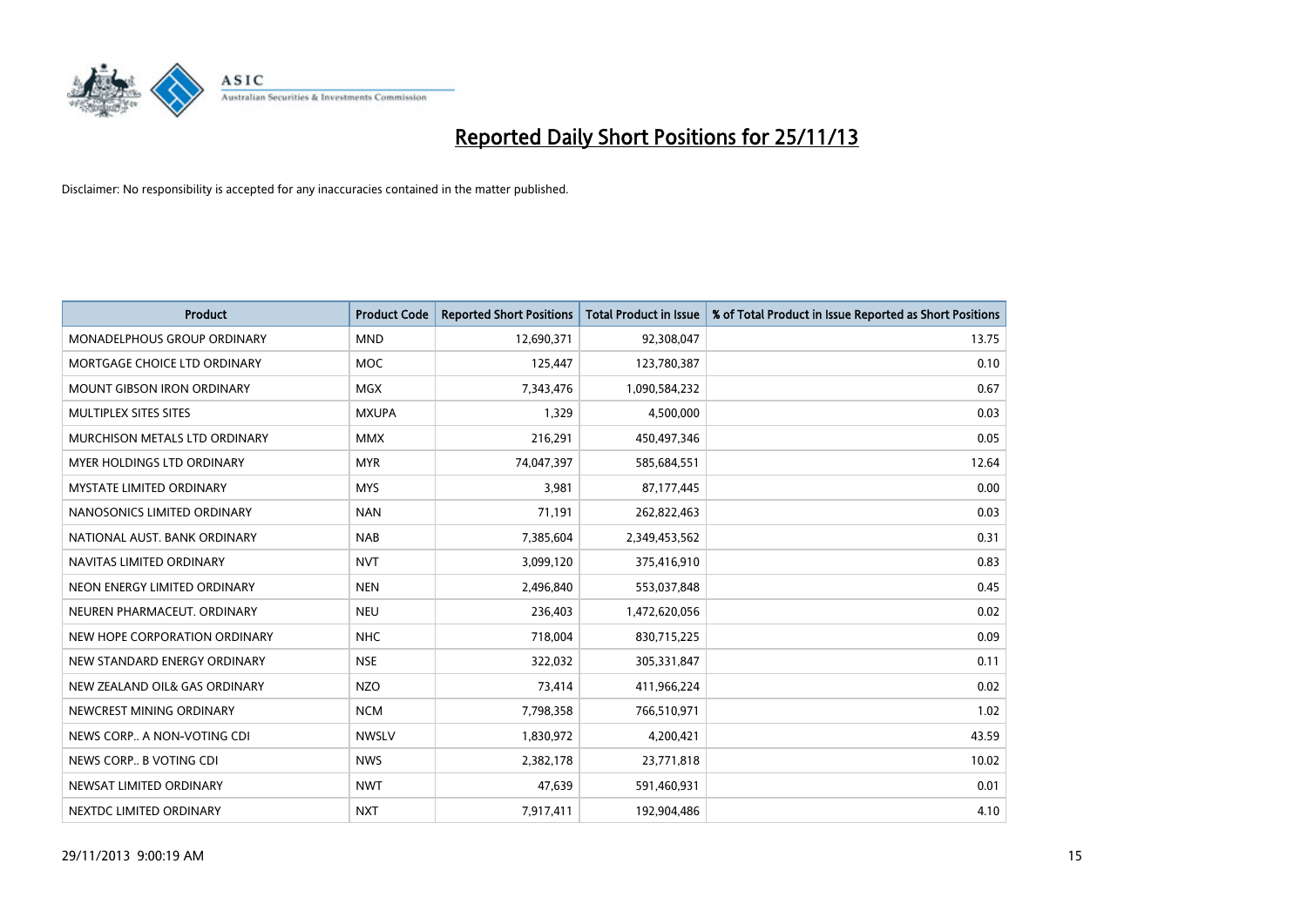# Reported Daily Short Positions for 25/11/13

Disclaimer: No responsibility is accepted for any inaccuracies contained in the matter published.

| Product | Product Code | Reported Short Positions | Total Product in Issue | % of Total Product in Issue Reported as Short Positions |
|---|---|---|---|---|
| MONADELPHOUS GROUP ORDINARY | MND | 12,690,371 | 92,308,047 | 13.75 |
| MORTGAGE CHOICE LTD ORDINARY | MOC | 125,447 | 123,780,387 | 0.10 |
| MOUNT GIBSON IRON ORDINARY | MGX | 7,343,476 | 1,090,584,232 | 0.67 |
| MULTIPLEX SITES SITES | MXUPA | 1,329 | 4,500,000 | 0.03 |
| MURCHISON METALS LTD ORDINARY | MMX | 216,291 | 450,497,346 | 0.05 |
| MYER HOLDINGS LTD ORDINARY | MYR | 74,047,397 | 585,684,551 | 12.64 |
| MYSTATE LIMITED ORDINARY | MYS | 3,981 | 87,177,445 | 0.00 |
| NANOSONICS LIMITED ORDINARY | NAN | 71,191 | 262,822,463 | 0.03 |
| NATIONAL AUST. BANK ORDINARY | NAB | 7,385,604 | 2,349,453,562 | 0.31 |
| NAVITAS LIMITED ORDINARY | NVT | 3,099,120 | 375,416,910 | 0.83 |
| NEON ENERGY LIMITED ORDINARY | NEN | 2,496,840 | 553,037,848 | 0.45 |
| NEUREN PHARMACEUT. ORDINARY | NEU | 236,403 | 1,472,620,056 | 0.02 |
| NEW HOPE CORPORATION ORDINARY | NHC | 718,004 | 830,715,225 | 0.09 |
| NEW STANDARD ENERGY ORDINARY | NSE | 322,032 | 305,331,847 | 0.11 |
| NEW ZEALAND OIL& GAS ORDINARY | NZO | 73,414 | 411,966,224 | 0.02 |
| NEWCREST MINING ORDINARY | NCM | 7,798,358 | 766,510,971 | 1.02 |
| NEWS CORP.. A NON-VOTING CDI | NWSLV | 1,830,972 | 4,200,421 | 43.59 |
| NEWS CORP.. B VOTING CDI | NWS | 2,382,178 | 23,771,818 | 10.02 |
| NEWSAT LIMITED ORDINARY | NWT | 47,639 | 591,460,931 | 0.01 |
| NEXTDC LIMITED ORDINARY | NXT | 7,917,411 | 192,904,486 | 4.10 |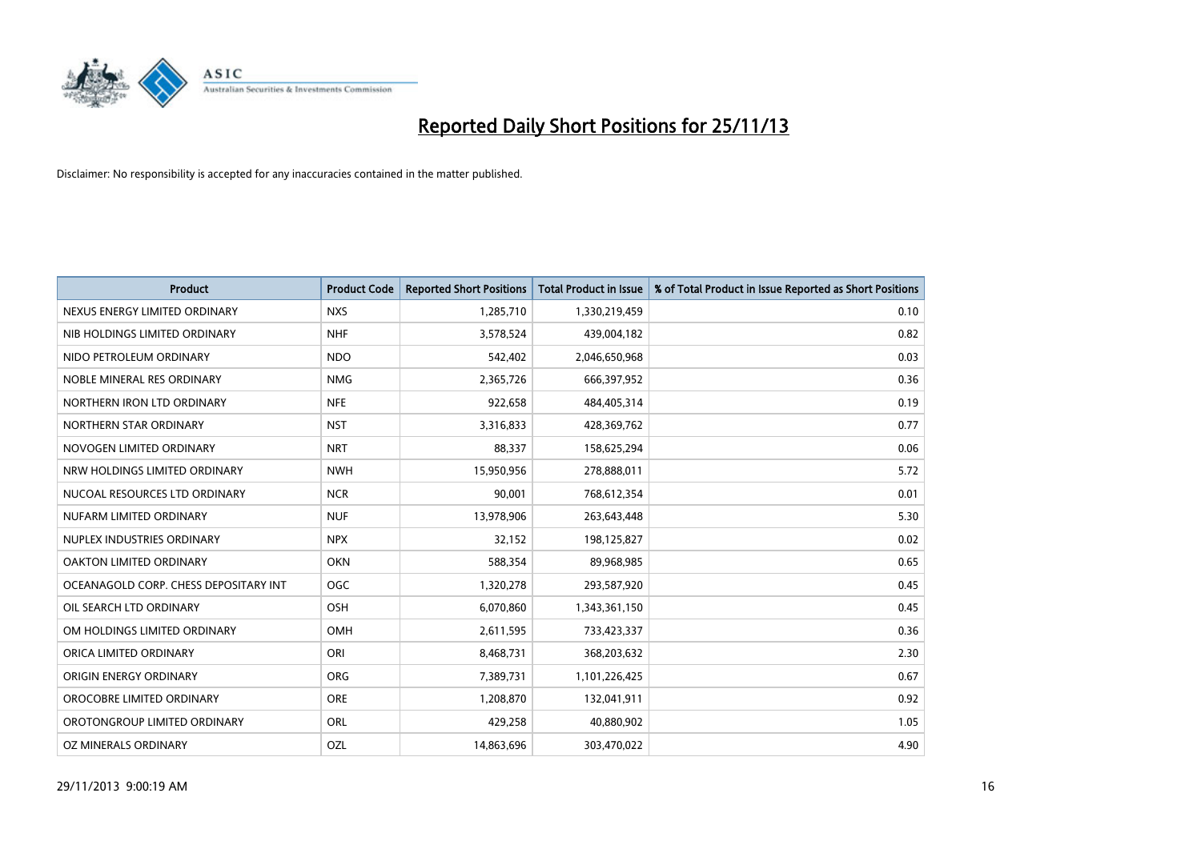# Reported Daily Short Positions for 25/11/13

Disclaimer: No responsibility is accepted for any inaccuracies contained in the matter published.

| Product | Product Code | Reported Short Positions | Total Product in Issue | % of Total Product in Issue Reported as Short Positions |
|---|---|---|---|---|
| NEXUS ENERGY LIMITED ORDINARY | NXS | 1,285,710 | 1,330,219,459 | 0.10 |
| NIB HOLDINGS LIMITED ORDINARY | NHF | 3,578,524 | 439,004,182 | 0.82 |
| NIDO PETROLEUM ORDINARY | NDO | 542,402 | 2,046,650,968 | 0.03 |
| NOBLE MINERAL RES ORDINARY | NMG | 2,365,726 | 666,397,952 | 0.36 |
| NORTHERN IRON LTD ORDINARY | NFE | 922,658 | 484,405,314 | 0.19 |
| NORTHERN STAR ORDINARY | NST | 3,316,833 | 428,369,762 | 0.77 |
| NOVOGEN LIMITED ORDINARY | NRT | 88,337 | 158,625,294 | 0.06 |
| NRW HOLDINGS LIMITED ORDINARY | NWH | 15,950,956 | 278,888,011 | 5.72 |
| NUCOAL RESOURCES LTD ORDINARY | NCR | 90,001 | 768,612,354 | 0.01 |
| NUFARM LIMITED ORDINARY | NUF | 13,978,906 | 263,643,448 | 5.30 |
| NUPLEX INDUSTRIES ORDINARY | NPX | 32,152 | 198,125,827 | 0.02 |
| OAKTON LIMITED ORDINARY | OKN | 588,354 | 89,968,985 | 0.65 |
| OCEANAGOLD CORP. CHESS DEPOSITARY INT | OGC | 1,320,278 | 293,587,920 | 0.45 |
| OIL SEARCH LTD ORDINARY | OSH | 6,070,860 | 1,343,361,150 | 0.45 |
| OM HOLDINGS LIMITED ORDINARY | OMH | 2,611,595 | 733,423,337 | 0.36 |
| ORICA LIMITED ORDINARY | ORI | 8,468,731 | 368,203,632 | 2.30 |
| ORIGIN ENERGY ORDINARY | ORG | 7,389,731 | 1,101,226,425 | 0.67 |
| OROCOBRE LIMITED ORDINARY | ORE | 1,208,870 | 132,041,911 | 0.92 |
| OROTONGROUP LIMITED ORDINARY | ORL | 429,258 | 40,880,902 | 1.05 |
| OZ MINERALS ORDINARY | OZL | 14,863,696 | 303,470,022 | 4.90 |

29/11/2013 9:00:19 AM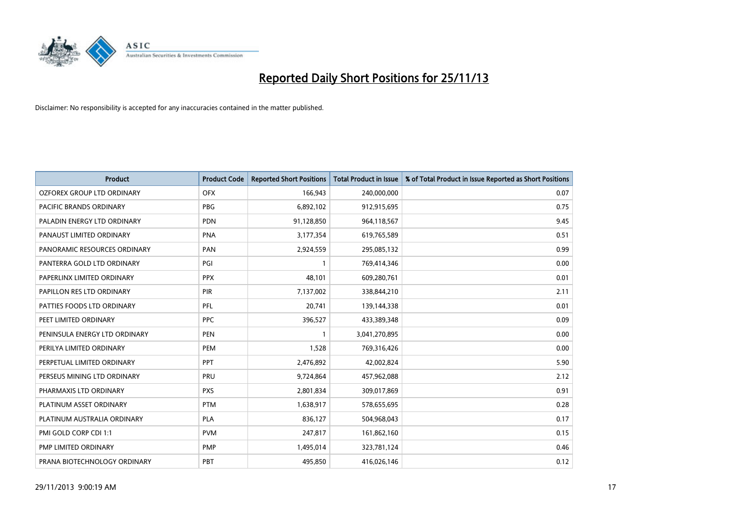# Reported Daily Short Positions for 25/11/13

Disclaimer: No responsibility is accepted for any inaccuracies contained in the matter published.

| Product | Product Code | Reported Short Positions | Total Product in Issue | % of Total Product in Issue Reported as Short Positions |
|---|---|---|---|---|
| OZFOREX GROUP LTD ORDINARY | OFX | 166,943 | 240,000,000 | 0.07 |
| PACIFIC BRANDS ORDINARY | PBG | 6,892,102 | 912,915,695 | 0.75 |
| PALADIN ENERGY LTD ORDINARY | PDN | 91,128,850 | 964,118,567 | 9.45 |
| PANAUST LIMITED ORDINARY | PNA | 3,177,354 | 619,765,589 | 0.51 |
| PANORAMIC RESOURCES ORDINARY | PAN | 2,924,559 | 295,085,132 | 0.99 |
| PANTERRA GOLD LTD ORDINARY | PGI | 1 | 769,414,346 | 0.00 |
| PAPERLINX LIMITED ORDINARY | PPX | 48,101 | 609,280,761 | 0.01 |
| PAPILLON RES LTD ORDINARY | PIR | 7,137,002 | 338,844,210 | 2.11 |
| PATTIES FOODS LTD ORDINARY | PFL | 20,741 | 139,144,338 | 0.01 |
| PEET LIMITED ORDINARY | PPC | 396,527 | 433,389,348 | 0.09 |
| PENINSULA ENERGY LTD ORDINARY | PEN | 1 | 3,041,270,895 | 0.00 |
| PERILYA LIMITED ORDINARY | PEM | 1,528 | 769,316,426 | 0.00 |
| PERPETUAL LIMITED ORDINARY | PPT | 2,476,892 | 42,002,824 | 5.90 |
| PERSEUS MINING LTD ORDINARY | PRU | 9,724,864 | 457,962,088 | 2.12 |
| PHARMAXIS LTD ORDINARY | PXS | 2,801,834 | 309,017,869 | 0.91 |
| PLATINUM ASSET ORDINARY | PTM | 1,638,917 | 578,655,695 | 0.28 |
| PLATINUM AUSTRALIA ORDINARY | PLA | 836,127 | 504,968,043 | 0.17 |
| PMI GOLD CORP CDI 1:1 | PVM | 247,817 | 161,862,160 | 0.15 |
| PMP LIMITED ORDINARY | PMP | 1,495,014 | 323,781,124 | 0.46 |
| PRANA BIOTECHNOLOGY ORDINARY | PBT | 495,850 | 416,026,146 | 0.12 |

29/11/2013 9:00:19 AM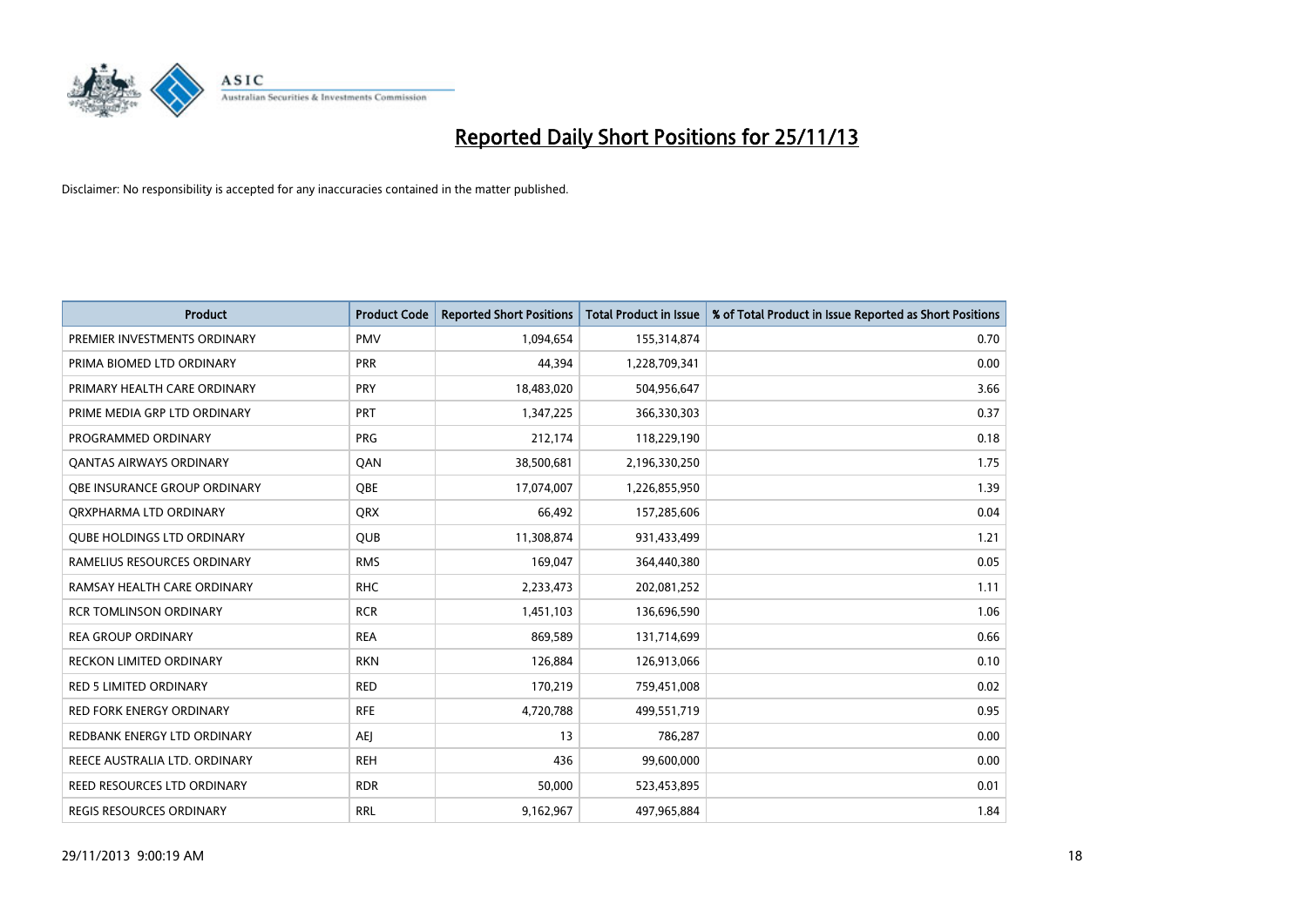# Reported Daily Short Positions for 25/11/13

Disclaimer: No responsibility is accepted for any inaccuracies contained in the matter published.

| Product | Product Code | Reported Short Positions | Total Product in Issue | % of Total Product in Issue Reported as Short Positions |
|---|---|---|---|---|
| PREMIER INVESTMENTS ORDINARY | PMV | 1,094,654 | 155,314,874 | 0.70 |
| PRIMA BIOMED LTD ORDINARY | PRR | 44,394 | 1,228,709,341 | 0.00 |
| PRIMARY HEALTH CARE ORDINARY | PRY | 18,483,020 | 504,956,647 | 3.66 |
| PRIME MEDIA GRP LTD ORDINARY | PRT | 1,347,225 | 366,330,303 | 0.37 |
| PROGRAMMED ORDINARY | PRG | 212,174 | 118,229,190 | 0.18 |
| QANTAS AIRWAYS ORDINARY | QAN | 38,500,681 | 2,196,330,250 | 1.75 |
| QBE INSURANCE GROUP ORDINARY | QBE | 17,074,007 | 1,226,855,950 | 1.39 |
| QRXPHARMA LTD ORDINARY | QRX | 66,492 | 157,285,606 | 0.04 |
| QUBE HOLDINGS LTD ORDINARY | QUB | 11,308,874 | 931,433,499 | 1.21 |
| RAMELIUS RESOURCES ORDINARY | RMS | 169,047 | 364,440,380 | 0.05 |
| RAMSAY HEALTH CARE ORDINARY | RHC | 2,233,473 | 202,081,252 | 1.11 |
| RCR TOMLINSON ORDINARY | RCR | 1,451,103 | 136,696,590 | 1.06 |
| REA GROUP ORDINARY | REA | 869,589 | 131,714,699 | 0.66 |
| RECKON LIMITED ORDINARY | RKN | 126,884 | 126,913,066 | 0.10 |
| RED 5 LIMITED ORDINARY | RED | 170,219 | 759,451,008 | 0.02 |
| RED FORK ENERGY ORDINARY | RFE | 4,720,788 | 499,551,719 | 0.95 |
| REDBANK ENERGY LTD ORDINARY | AEJ | 13 | 786,287 | 0.00 |
| REECE AUSTRALIA LTD. ORDINARY | REH | 436 | 99,600,000 | 0.00 |
| REED RESOURCES LTD ORDINARY | RDR | 50,000 | 523,453,895 | 0.01 |
| REGIS RESOURCES ORDINARY | RRL | 9,162,967 | 497,965,884 | 1.84 |

29/11/2013 9:00:19 AM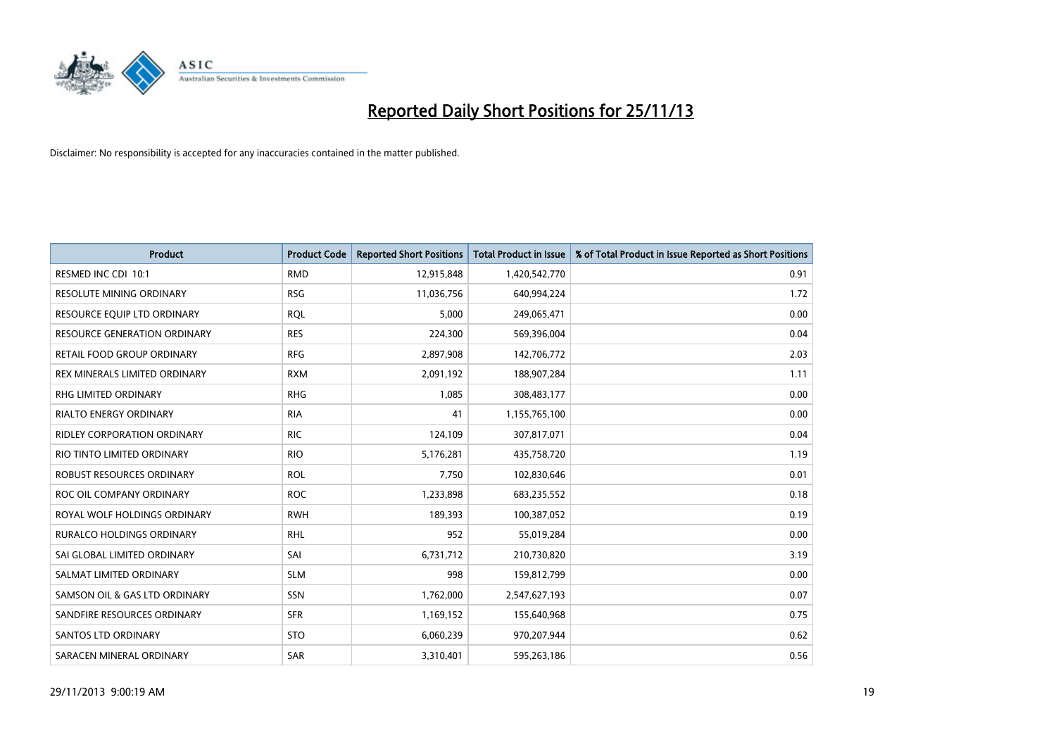# Reported Daily Short Positions for 25/11/13

Disclaimer: No responsibility is accepted for any inaccuracies contained in the matter published.

| Product | Product Code | Reported Short Positions | Total Product in Issue | % of Total Product in Issue Reported as Short Positions |
|---|---|---|---|---|
| RESMED INC CDI 10:1 | RMD | 12,915,848 | 1,420,542,770 | 0.91 |
| RESOLUTE MINING ORDINARY | RSG | 11,036,756 | 640,994,224 | 1.72 |
| RESOURCE EQUIP LTD ORDINARY | RQL | 5,000 | 249,065,471 | 0.00 |
| RESOURCE GENERATION ORDINARY | RES | 224,300 | 569,396,004 | 0.04 |
| RETAIL FOOD GROUP ORDINARY | RFG | 2,897,908 | 142,706,772 | 2.03 |
| REX MINERALS LIMITED ORDINARY | RXM | 2,091,192 | 188,907,284 | 1.11 |
| RHG LIMITED ORDINARY | RHG | 1,085 | 308,483,177 | 0.00 |
| RIALTO ENERGY ORDINARY | RIA | 41 | 1,155,765,100 | 0.00 |
| RIDLEY CORPORATION ORDINARY | RIC | 124,109 | 307,817,071 | 0.04 |
| RIO TINTO LIMITED ORDINARY | RIO | 5,176,281 | 435,758,720 | 1.19 |
| ROBUST RESOURCES ORDINARY | ROL | 7,750 | 102,830,646 | 0.01 |
| ROC OIL COMPANY ORDINARY | ROC | 1,233,898 | 683,235,552 | 0.18 |
| ROYAL WOLF HOLDINGS ORDINARY | RWH | 189,393 | 100,387,052 | 0.19 |
| RURALCO HOLDINGS ORDINARY | RHL | 952 | 55,019,284 | 0.00 |
| SAI GLOBAL LIMITED ORDINARY | SAI | 6,731,712 | 210,730,820 | 3.19 |
| SALMAT LIMITED ORDINARY | SLM | 998 | 159,812,799 | 0.00 |
| SAMSON OIL & GAS LTD ORDINARY | SSN | 1,762,000 | 2,547,627,193 | 0.07 |
| SANDFIRE RESOURCES ORDINARY | SFR | 1,169,152 | 155,640,968 | 0.75 |
| SANTOS LTD ORDINARY | STO | 6,060,239 | 970,207,944 | 0.62 |
| SARACEN MINERAL ORDINARY | SAR | 3,310,401 | 595,263,186 | 0.56 |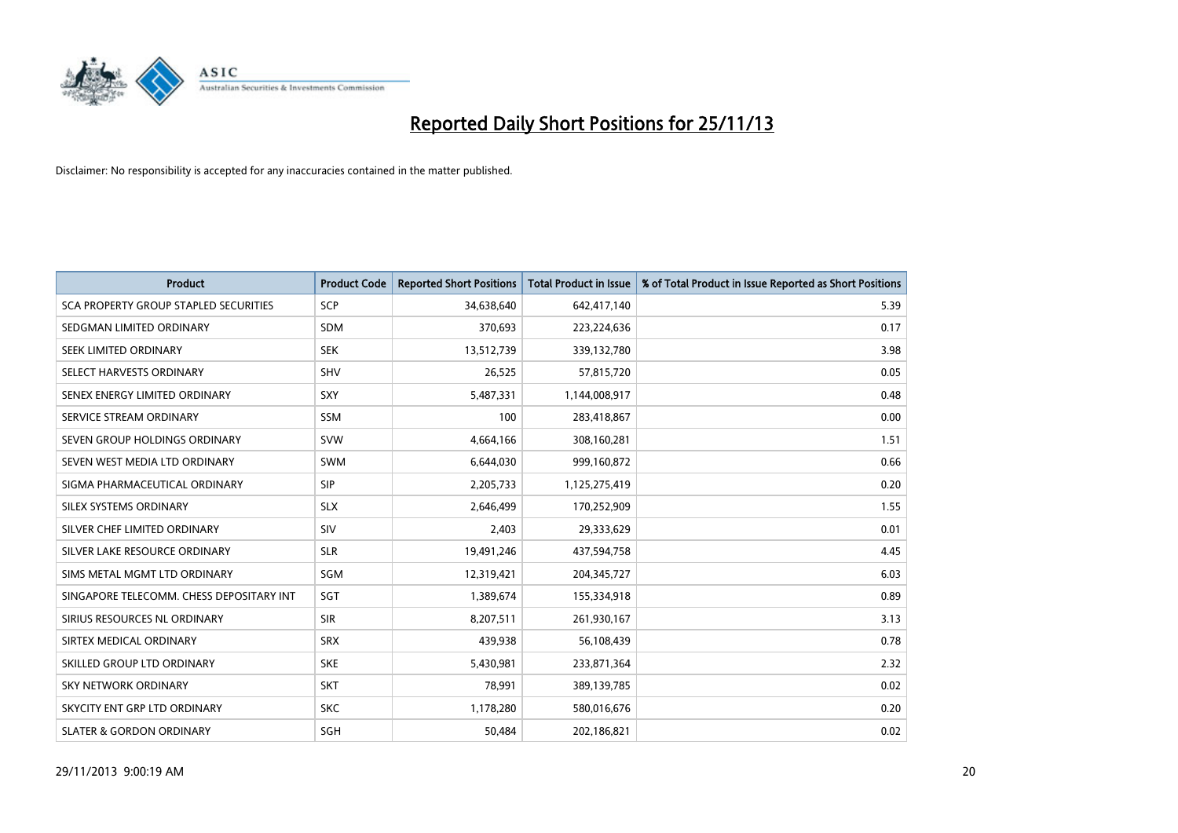# Reported Daily Short Positions for 25/11/13

Disclaimer: No responsibility is accepted for any inaccuracies contained in the matter published.

| Product | Product Code | Reported Short Positions | Total Product in Issue | % of Total Product in Issue Reported as Short Positions |
|---|---|---|---|---|
| SCA PROPERTY GROUP STAPLED SECURITIES | SCP | 34,638,640 | 642,417,140 | 5.39 |
| SEDGMAN LIMITED ORDINARY | SDM | 370,693 | 223,224,636 | 0.17 |
| SEEK LIMITED ORDINARY | SEK | 13,512,739 | 339,132,780 | 3.98 |
| SELECT HARVESTS ORDINARY | SHV | 26,525 | 57,815,720 | 0.05 |
| SENEX ENERGY LIMITED ORDINARY | SXY | 5,487,331 | 1,144,008,917 | 0.48 |
| SERVICE STREAM ORDINARY | SSM | 100 | 283,418,867 | 0.00 |
| SEVEN GROUP HOLDINGS ORDINARY | SVW | 4,664,166 | 308,160,281 | 1.51 |
| SEVEN WEST MEDIA LTD ORDINARY | SWM | 6,644,030 | 999,160,872 | 0.66 |
| SIGMA PHARMACEUTICAL ORDINARY | SIP | 2,205,733 | 1,125,275,419 | 0.20 |
| SILEX SYSTEMS ORDINARY | SLX | 2,646,499 | 170,252,909 | 1.55 |
| SILVER CHEF LIMITED ORDINARY | SIV | 2,403 | 29,333,629 | 0.01 |
| SILVER LAKE RESOURCE ORDINARY | SLR | 19,491,246 | 437,594,758 | 4.45 |
| SIMS METAL MGMT LTD ORDINARY | SGM | 12,319,421 | 204,345,727 | 6.03 |
| SINGAPORE TELECOMM. CHESS DEPOSITARY INT | SGT | 1,389,674 | 155,334,918 | 0.89 |
| SIRIUS RESOURCES NL ORDINARY | SIR | 8,207,511 | 261,930,167 | 3.13 |
| SIRTEX MEDICAL ORDINARY | SRX | 439,938 | 56,108,439 | 0.78 |
| SKILLED GROUP LTD ORDINARY | SKE | 5,430,981 | 233,871,364 | 2.32 |
| SKY NETWORK ORDINARY | SKT | 78,991 | 389,139,785 | 0.02 |
| SKYCITY ENT GRP LTD ORDINARY | SKC | 1,178,280 | 580,016,676 | 0.20 |
| SLATER & GORDON ORDINARY | SGH | 50,484 | 202,186,821 | 0.02 |

29/11/2013 9:00:19 AM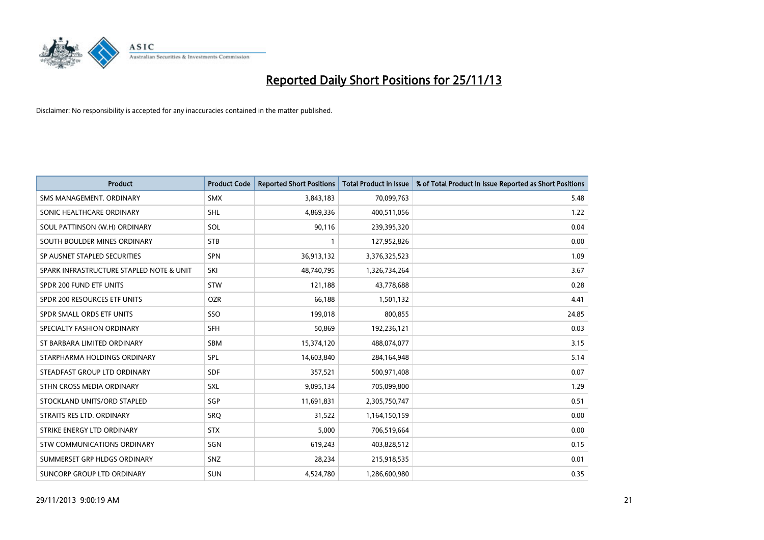# Reported Daily Short Positions for 25/11/13

Disclaimer: No responsibility is accepted for any inaccuracies contained in the matter published.

| Product | Product Code | Reported Short Positions | Total Product in Issue | % of Total Product in Issue Reported as Short Positions |
|---|---|---|---|---|
| SMS MANAGEMENT. ORDINARY | SMX | 3,843,183 | 70,099,763 | 5.48 |
| SONIC HEALTHCARE ORDINARY | SHL | 4,869,336 | 400,511,056 | 1.22 |
| SOUL PATTINSON (W.H) ORDINARY | SOL | 90,116 | 239,395,320 | 0.04 |
| SOUTH BOULDER MINES ORDINARY | STB | 1 | 127,952,826 | 0.00 |
| SP AUSNET STAPLED SECURITIES | SPN | 36,913,132 | 3,376,325,523 | 1.09 |
| SPARK INFRASTRUCTURE STAPLED NOTE & UNIT | SKI | 48,740,795 | 1,326,734,264 | 3.67 |
| SPDR 200 FUND ETF UNITS | STW | 121,188 | 43,778,688 | 0.28 |
| SPDR 200 RESOURCES ETF UNITS | OZR | 66,188 | 1,501,132 | 4.41 |
| SPDR SMALL ORDS ETF UNITS | SSO | 199,018 | 800,855 | 24.85 |
| SPECIALTY FASHION ORDINARY | SFH | 50,869 | 192,236,121 | 0.03 |
| ST BARBARA LIMITED ORDINARY | SBM | 15,374,120 | 488,074,077 | 3.15 |
| STARPHARMA HOLDINGS ORDINARY | SPL | 14,603,840 | 284,164,948 | 5.14 |
| STEADFAST GROUP LTD ORDINARY | SDF | 357,521 | 500,971,408 | 0.07 |
| STHN CROSS MEDIA ORDINARY | SXL | 9,095,134 | 705,099,800 | 1.29 |
| STOCKLAND UNITS/ORD STAPLED | SGP | 11,691,831 | 2,305,750,747 | 0.51 |
| STRAITS RES LTD. ORDINARY | SRQ | 31,522 | 1,164,150,159 | 0.00 |
| STRIKE ENERGY LTD ORDINARY | STX | 5,000 | 706,519,664 | 0.00 |
| STW COMMUNICATIONS ORDINARY | SGN | 619,243 | 403,828,512 | 0.15 |
| SUMMERSET GRP HLDGS ORDINARY | SNZ | 28,234 | 215,918,535 | 0.01 |
| SUNCORP GROUP LTD ORDINARY | SUN | 4,524,780 | 1,286,600,980 | 0.35 |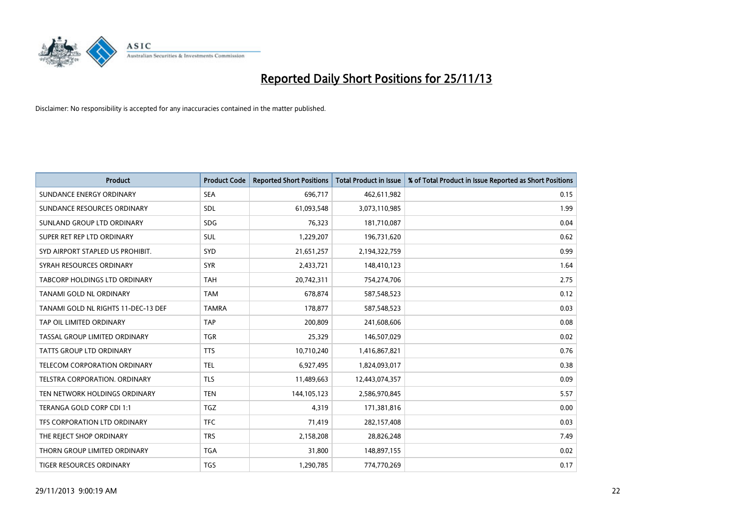# Reported Daily Short Positions for 25/11/13

Disclaimer: No responsibility is accepted for any inaccuracies contained in the matter published.

| Product | Product Code | Reported Short Positions | Total Product in Issue | % of Total Product in Issue Reported as Short Positions |
|---|---|---|---|---|
| SUNDANCE ENERGY ORDINARY | SEA | 696,717 | 462,611,982 | 0.15 |
| SUNDANCE RESOURCES ORDINARY | SDL | 61,093,548 | 3,073,110,985 | 1.99 |
| SUNLAND GROUP LTD ORDINARY | SDG | 76,323 | 181,710,087 | 0.04 |
| SUPER RET REP LTD ORDINARY | SUL | 1,229,207 | 196,731,620 | 0.62 |
| SYD AIRPORT STAPLED US PROHIBIT. | SYD | 21,651,257 | 2,194,322,759 | 0.99 |
| SYRAH RESOURCES ORDINARY | SYR | 2,433,721 | 148,410,123 | 1.64 |
| TABCORP HOLDINGS LTD ORDINARY | TAH | 20,742,311 | 754,274,706 | 2.75 |
| TANAMI GOLD NL ORDINARY | TAM | 678,874 | 587,548,523 | 0.12 |
| TANAMI GOLD NL RIGHTS 11-DEC-13 DEF | TAMRA | 178,877 | 587,548,523 | 0.03 |
| TAP OIL LIMITED ORDINARY | TAP | 200,809 | 241,608,606 | 0.08 |
| TASSAL GROUP LIMITED ORDINARY | TGR | 25,329 | 146,507,029 | 0.02 |
| TATTS GROUP LTD ORDINARY | TTS | 10,710,240 | 1,416,867,821 | 0.76 |
| TELECOM CORPORATION ORDINARY | TEL | 6,927,495 | 1,824,093,017 | 0.38 |
| TELSTRA CORPORATION. ORDINARY | TLS | 11,489,663 | 12,443,074,357 | 0.09 |
| TEN NETWORK HOLDINGS ORDINARY | TEN | 144,105,123 | 2,586,970,845 | 5.57 |
| TERANGA GOLD CORP CDI 1:1 | TGZ | 4,319 | 171,381,816 | 0.00 |
| TFS CORPORATION LTD ORDINARY | TFC | 71,419 | 282,157,408 | 0.03 |
| THE REJECT SHOP ORDINARY | TRS | 2,158,208 | 28,826,248 | 7.49 |
| THORN GROUP LIMITED ORDINARY | TGA | 31,800 | 148,897,155 | 0.02 |
| TIGER RESOURCES ORDINARY | TGS | 1,290,785 | 774,770,269 | 0.17 |

29/11/2013 9:00:19 AM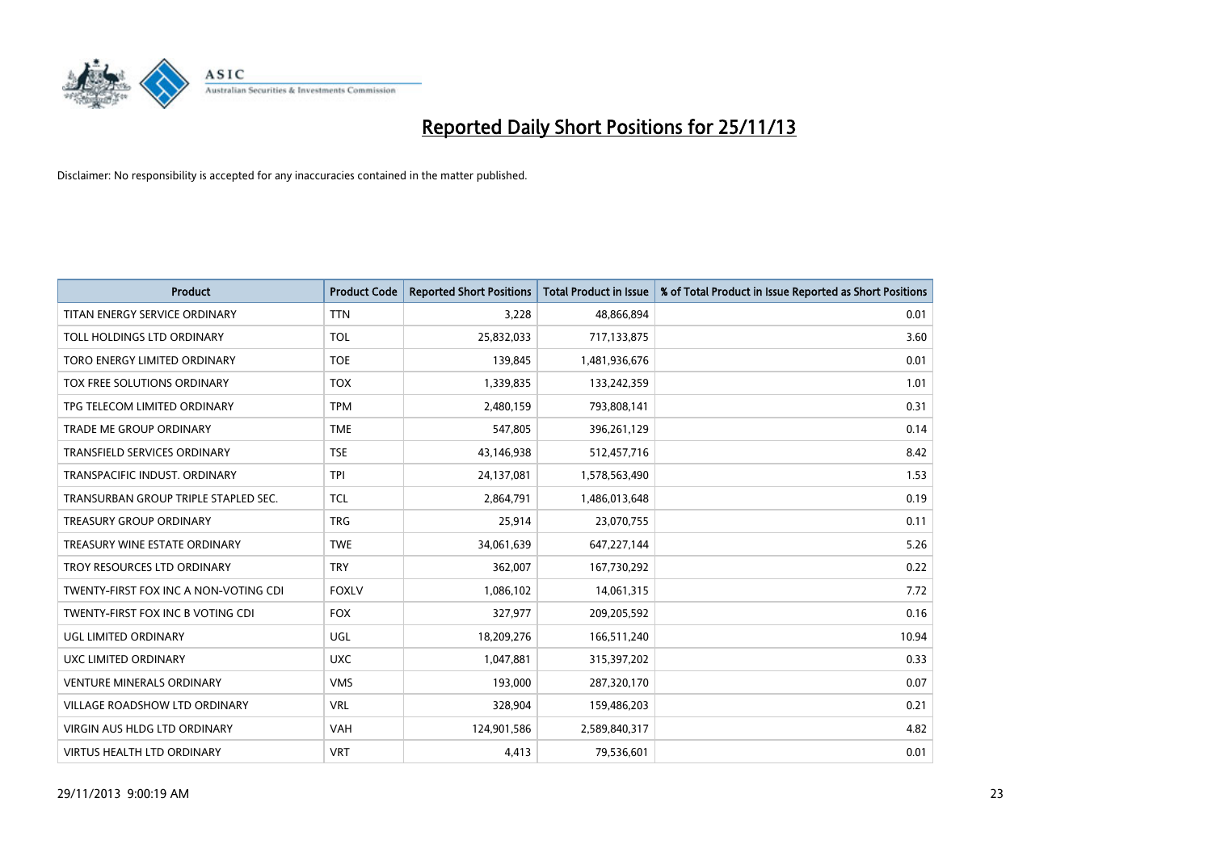# Reported Daily Short Positions for 25/11/13

Disclaimer: No responsibility is accepted for any inaccuracies contained in the matter published.

| Product | Product Code | Reported Short Positions | Total Product in Issue | % of Total Product in Issue Reported as Short Positions |
|---|---|---|---|---|
| TITAN ENERGY SERVICE ORDINARY | TTN | 3,228 | 48,866,894 | 0.01 |
| TOLL HOLDINGS LTD ORDINARY | TOL | 25,832,033 | 717,133,875 | 3.60 |
| TORO ENERGY LIMITED ORDINARY | TOE | 139,845 | 1,481,936,676 | 0.01 |
| TOX FREE SOLUTIONS ORDINARY | TOX | 1,339,835 | 133,242,359 | 1.01 |
| TPG TELECOM LIMITED ORDINARY | TPM | 2,480,159 | 793,808,141 | 0.31 |
| TRADE ME GROUP ORDINARY | TME | 547,805 | 396,261,129 | 0.14 |
| TRANSFIELD SERVICES ORDINARY | TSE | 43,146,938 | 512,457,716 | 8.42 |
| TRANSPACIFIC INDUST. ORDINARY | TPI | 24,137,081 | 1,578,563,490 | 1.53 |
| TRANSURBAN GROUP TRIPLE STAPLED SEC. | TCL | 2,864,791 | 1,486,013,648 | 0.19 |
| TREASURY GROUP ORDINARY | TRG | 25,914 | 23,070,755 | 0.11 |
| TREASURY WINE ESTATE ORDINARY | TWE | 34,061,639 | 647,227,144 | 5.26 |
| TROY RESOURCES LTD ORDINARY | TRY | 362,007 | 167,730,292 | 0.22 |
| TWENTY-FIRST FOX INC A NON-VOTING CDI | FOXLV | 1,086,102 | 14,061,315 | 7.72 |
| TWENTY-FIRST FOX INC B VOTING CDI | FOX | 327,977 | 209,205,592 | 0.16 |
| UGL LIMITED ORDINARY | UGL | 18,209,276 | 166,511,240 | 10.94 |
| UXC LIMITED ORDINARY | UXC | 1,047,881 | 315,397,202 | 0.33 |
| VENTURE MINERALS ORDINARY | VMS | 193,000 | 287,320,170 | 0.07 |
| VILLAGE ROADSHOW LTD ORDINARY | VRL | 328,904 | 159,486,203 | 0.21 |
| VIRGIN AUS HLDG LTD ORDINARY | VAH | 124,901,586 | 2,589,840,317 | 4.82 |
| VIRTUS HEALTH LTD ORDINARY | VRT | 4,413 | 79,536,601 | 0.01 |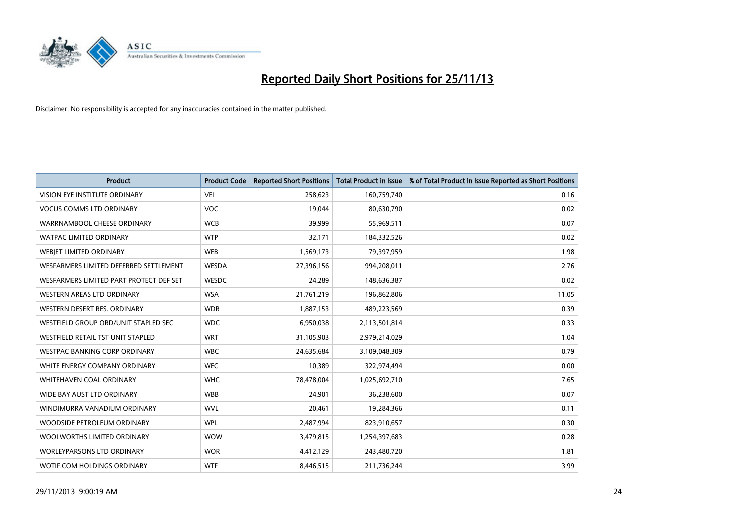# Reported Daily Short Positions for 25/11/13

Disclaimer: No responsibility is accepted for any inaccuracies contained in the matter published.

| Product | Product Code | Reported Short Positions | Total Product in Issue | % of Total Product in Issue Reported as Short Positions |
|---|---|---|---|---|
| VISION EYE INSTITUTE ORDINARY | VEI | 258,623 | 160,759,740 | 0.16 |
| VOCUS COMMS LTD ORDINARY | VOC | 19,044 | 80,630,790 | 0.02 |
| WARRNAMBOOL CHEESE ORDINARY | WCB | 39,999 | 55,969,511 | 0.07 |
| WATPAC LIMITED ORDINARY | WTP | 32,171 | 184,332,526 | 0.02 |
| WEBJET LIMITED ORDINARY | WEB | 1,569,173 | 79,397,959 | 1.98 |
| WESFARMERS LIMITED DEFERRED SETTLEMENT | WESDA | 27,396,156 | 994,208,011 | 2.76 |
| WESFARMERS LIMITED PART PROTECT DEF SET | WESDC | 24,289 | 148,636,387 | 0.02 |
| WESTERN AREAS LTD ORDINARY | WSA | 21,761,219 | 196,862,806 | 11.05 |
| WESTERN DESERT RES. ORDINARY | WDR | 1,887,153 | 489,223,569 | 0.39 |
| WESTFIELD GROUP ORD/UNIT STAPLED SEC | WDC | 6,950,038 | 2,113,501,814 | 0.33 |
| WESTFIELD RETAIL TST UNIT STAPLED | WRT | 31,105,903 | 2,979,214,029 | 1.04 |
| WESTPAC BANKING CORP ORDINARY | WBC | 24,635,684 | 3,109,048,309 | 0.79 |
| WHITE ENERGY COMPANY ORDINARY | WEC | 10,389 | 322,974,494 | 0.00 |
| WHITEHAVEN COAL ORDINARY | WHC | 78,478,004 | 1,025,692,710 | 7.65 |
| WIDE BAY AUST LTD ORDINARY | WBB | 24,901 | 36,238,600 | 0.07 |
| WINDIMURRA VANADIUM ORDINARY | WVL | 20,461 | 19,284,366 | 0.11 |
| WOODSIDE PETROLEUM ORDINARY | WPL | 2,487,994 | 823,910,657 | 0.30 |
| WOOLWORTHS LIMITED ORDINARY | WOW | 3,479,815 | 1,254,397,683 | 0.28 |
| WORLEYPARSONS LTD ORDINARY | WOR | 4,412,129 | 243,480,720 | 1.81 |
| WOTIF.COM HOLDINGS ORDINARY | WTF | 8,446,515 | 211,736,244 | 3.99 |

29/11/2013 9:00:19 AM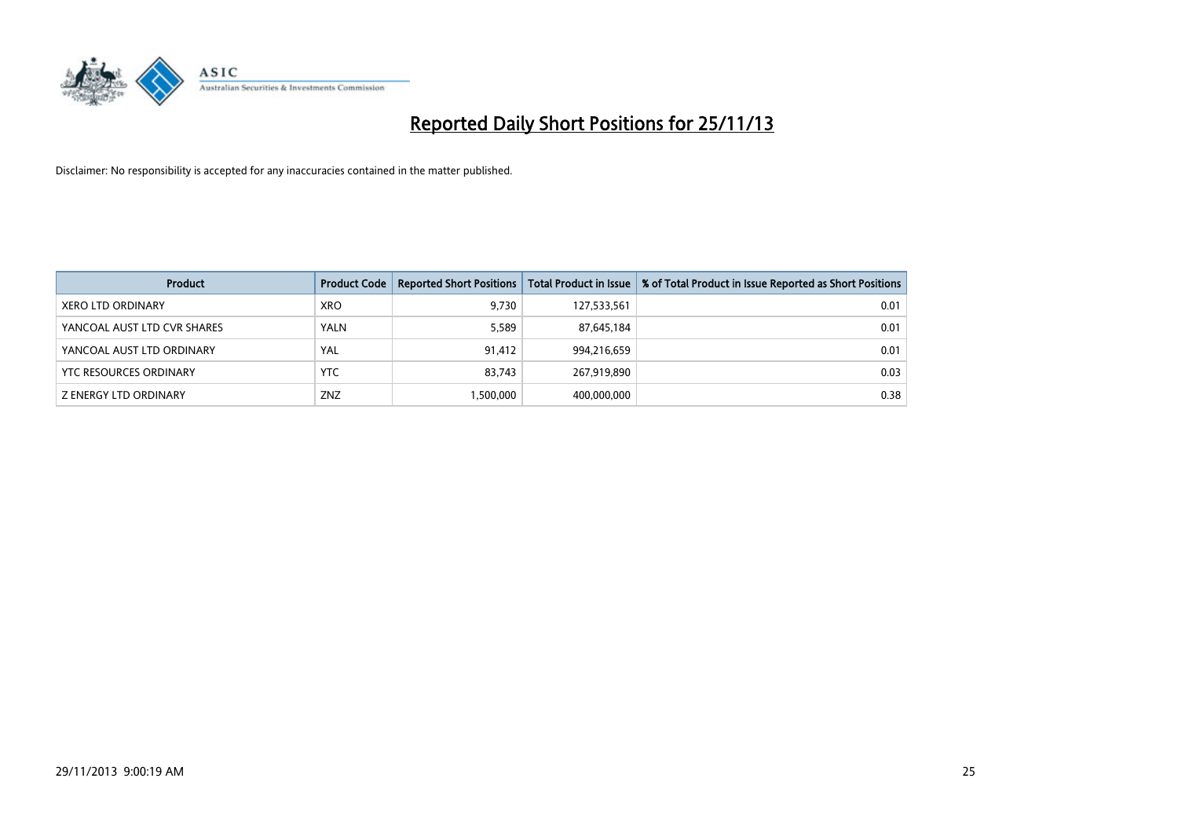# Reported Daily Short Positions for 25/11/13

Disclaimer: No responsibility is accepted for any inaccuracies contained in the matter published.

| Product | Product Code | Reported Short Positions | Total Product in Issue | % of Total Product in Issue Reported as Short Positions |
|---|---|---|---|---|
| XERO LTD ORDINARY | XRO | 9,730 | 127,533,561 | 0.01 |
| YANCOAL AUST LTD CVR SHARES | YALN | 5,589 | 87,645,184 | 0.01 |
| YANCOAL AUST LTD ORDINARY | YAL | 91,412 | 994,216,659 | 0.01 |
| YTC RESOURCES ORDINARY | YTC | 83,743 | 267,919,890 | 0.03 |
| Z ENERGY LTD ORDINARY | ZNZ | 1,500,000 | 400,000,000 | 0.38 |

29/11/2013 9:00:19 AM